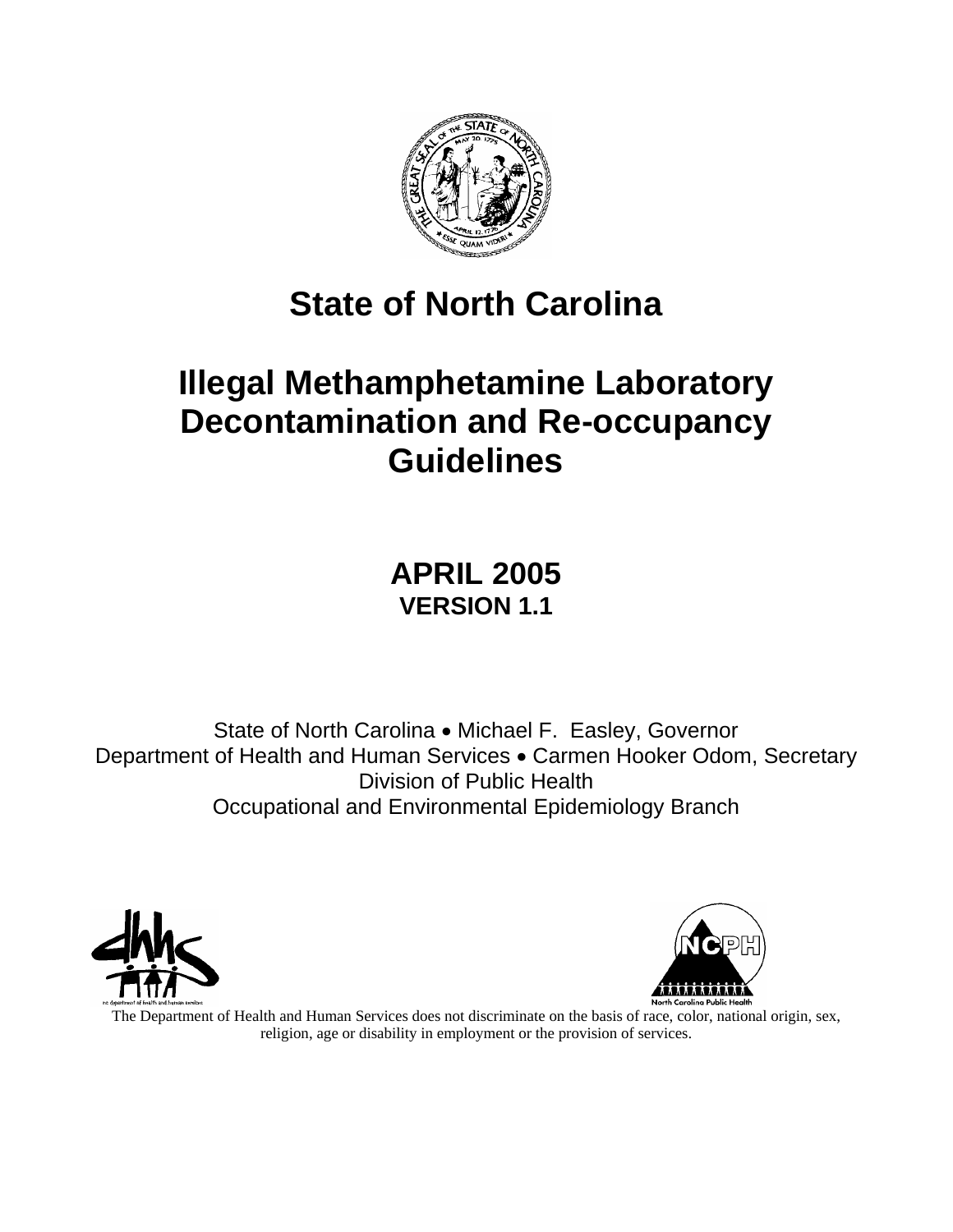# State of North Carolina

# Illegal Methamphetamine Laboratory Decontamination and Re-occupancy Guidelines

## APRIL 2005
### VERSION 1.1

State of North Carolina • Michael F. Easley, Governor
Department of Health and Human Services • Carmen Hooker Odom, Secretary
Division of Public Health
Occupational and Environmental Epidemiology Branch

The Department of Health and Human Services does not discriminate on the basis of race, color, national origin, sex, religion, age or disability in employment or the provision of services.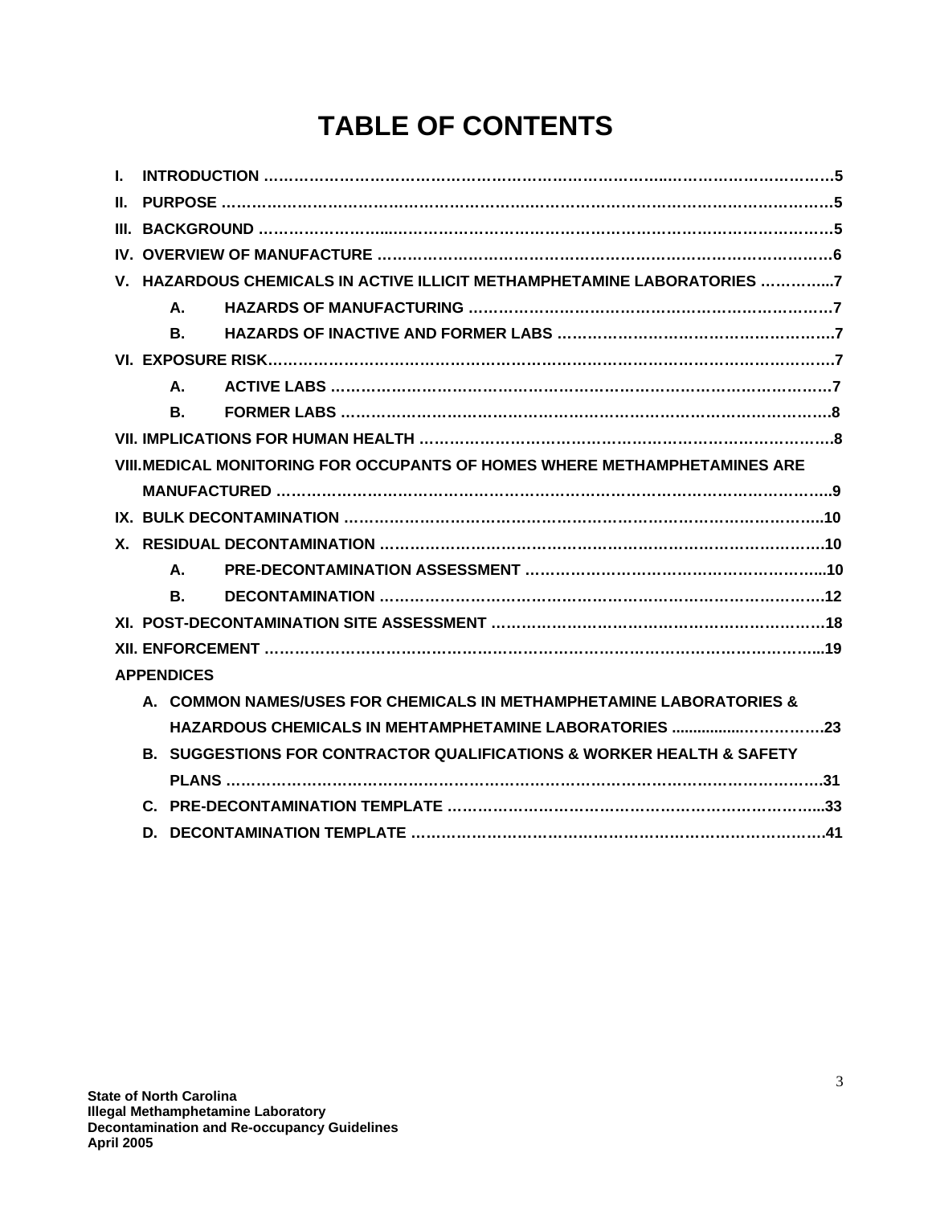# TABLE OF CONTENTS

- **I. INTRODUCTION ……………………………………………………………………………………………5**
- **II. PURPOSE ………………………………………………………………………………………………5**
- **III. BACKGROUND ………………………………………………………………………………………5**
- **IV. OVERVIEW OF MANUFACTURE ……………………………………………………………………6**
- **V. HAZARDOUS CHEMICALS IN ACTIVE ILLICIT METHAMPHETAMINE LABORATORIES …………...7**
  - **A. HAZARDS OF MANUFACTURING ………………………………………………………………7**
  - **B. HAZARDS OF INACTIVE AND FORMER LABS ………………………………………………7**
- **VI. EXPOSURE RISK………………………………………………………………………………………7**
  - **A. ACTIVE LABS …………………………………………………………………………………7**
  - **B. FORMER LABS …………………………………………………………………………………8**
- **VII. IMPLICATIONS FOR HUMAN HEALTH ……………………………………………………………8**
- **VIII. MEDICAL MONITORING FOR OCCUPANTS OF HOMES WHERE METHAMPHETAMINES ARE MANUFACTURED …………………………………………………………………………………..9**
- **IX. BULK DECONTAMINATION ……………………………………………………………………..10**
- **X. RESIDUAL DECONTAMINATION ……………………………………………………………………10**
  - **A. PRE-DECONTAMINATION ASSESSMENT ……………………………………………………...10**
  - **B. DECONTAMINATION ……………………………………………………………………………12**
- **XI. POST-DECONTAMINATION SITE ASSESSMENT …………………………………………………18**
- **XII. ENFORCEMENT ………………………………………………………………………………...19**

**APPENDICES**

- **A. COMMON NAMES/USES FOR CHEMICALS IN METHAMPHETAMINE LABORATORIES & HAZARDOUS CHEMICALS IN MEHTAMPHETAMINE LABORATORIES ..................……………23**
- **B. SUGGESTIONS FOR CONTRACTOR QUALIFICATIONS & WORKER HEALTH & SAFETY PLANS ……………………………………………………………………………………………..31**
- **C. PRE-DECONTAMINATION TEMPLATE ……………………………………………………………...33**
- **D. DECONTAMINATION TEMPLATE …………………………………………………………………41**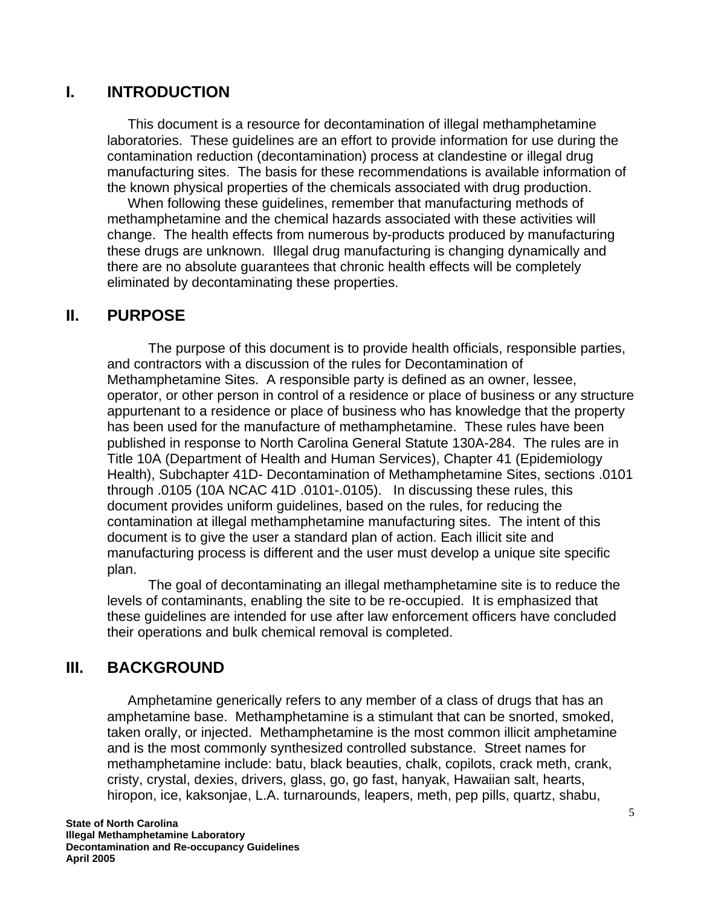## I. INTRODUCTION

This document is a resource for decontamination of illegal methamphetamine laboratories. These guidelines are an effort to provide information for use during the contamination reduction (decontamination) process at clandestine or illegal drug manufacturing sites. The basis for these recommendations is available information of the known physical properties of the chemicals associated with drug production.

When following these guidelines, remember that manufacturing methods of methamphetamine and the chemical hazards associated with these activities will change. The health effects from numerous by-products produced by manufacturing these drugs are unknown. Illegal drug manufacturing is changing dynamically and there are no absolute guarantees that chronic health effects will be completely eliminated by decontaminating these properties.

## II. PURPOSE

The purpose of this document is to provide health officials, responsible parties, and contractors with a discussion of the rules for Decontamination of Methamphetamine Sites. A responsible party is defined as an owner, lessee, operator, or other person in control of a residence or place of business or any structure appurtenant to a residence or place of business who has knowledge that the property has been used for the manufacture of methamphetamine. These rules have been published in response to North Carolina General Statute 130A-284. The rules are in Title 10A (Department of Health and Human Services), Chapter 41 (Epidemiology Health), Subchapter 41D- Decontamination of Methamphetamine Sites, sections .0101 through .0105 (10A NCAC 41D .0101-.0105). In discussing these rules, this document provides uniform guidelines, based on the rules, for reducing the contamination at illegal methamphetamine manufacturing sites. The intent of this document is to give the user a standard plan of action. Each illicit site and manufacturing process is different and the user must develop a unique site specific plan.

The goal of decontaminating an illegal methamphetamine site is to reduce the levels of contaminants, enabling the site to be re-occupied. It is emphasized that these guidelines are intended for use after law enforcement officers have concluded their operations and bulk chemical removal is completed.

## III. BACKGROUND

Amphetamine generically refers to any member of a class of drugs that has an amphetamine base. Methamphetamine is a stimulant that can be snorted, smoked, taken orally, or injected. Methamphetamine is the most common illicit amphetamine and is the most commonly synthesized controlled substance. Street names for methamphetamine include: batu, black beauties, chalk, copilots, crack meth, crank, cristy, crystal, dexies, drivers, glass, go, go fast, hanyak, Hawaiian salt, hearts, hiropon, ice, kaksonjae, L.A. turnarounds, leapers, meth, pep pills, quartz, shabu,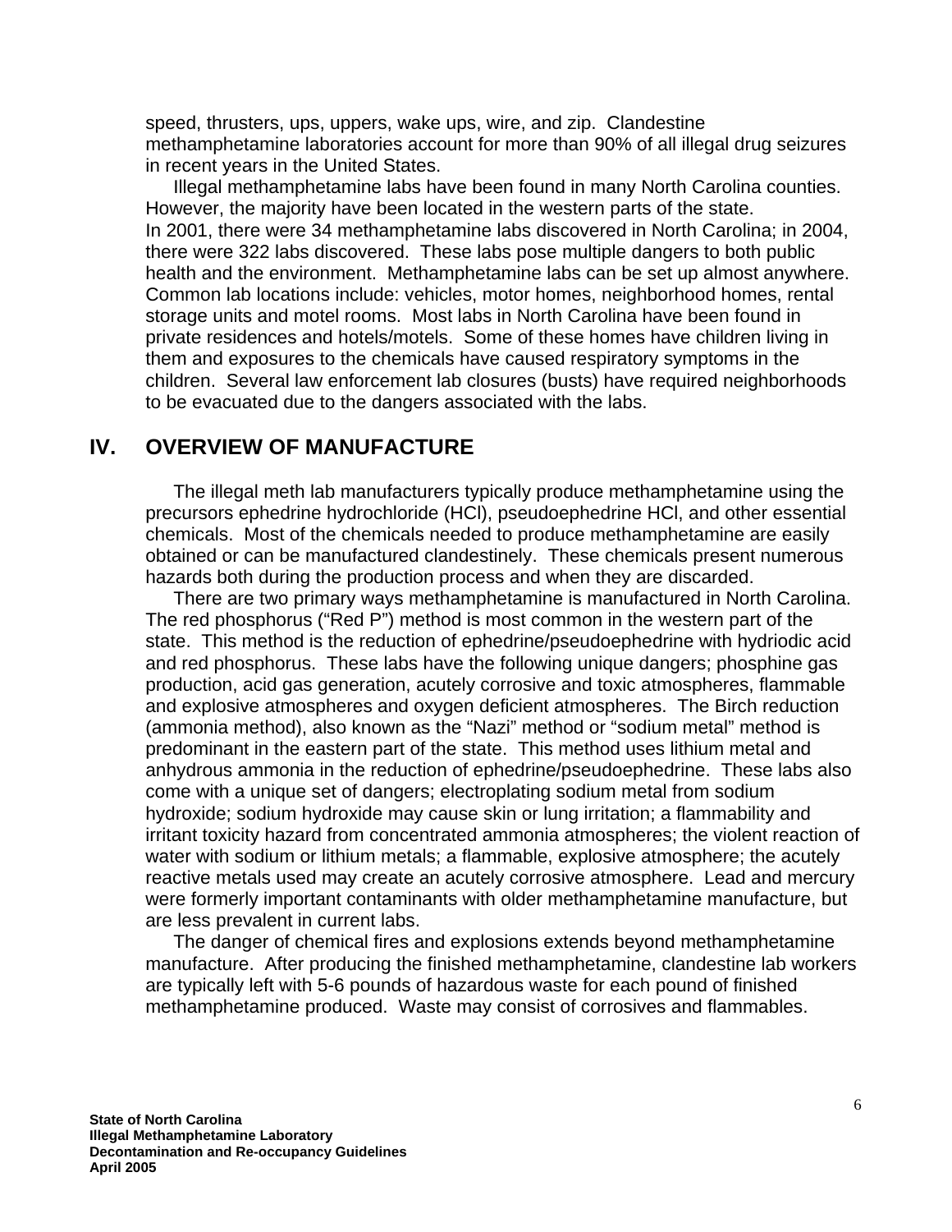speed, thrusters, ups, uppers, wake ups, wire, and zip. Clandestine methamphetamine laboratories account for more than 90% of all illegal drug seizures in recent years in the United States.

Illegal methamphetamine labs have been found in many North Carolina counties. However, the majority have been located in the western parts of the state. In 2001, there were 34 methamphetamine labs discovered in North Carolina; in 2004, there were 322 labs discovered. These labs pose multiple dangers to both public health and the environment. Methamphetamine labs can be set up almost anywhere. Common lab locations include: vehicles, motor homes, neighborhood homes, rental storage units and motel rooms. Most labs in North Carolina have been found in private residences and hotels/motels. Some of these homes have children living in them and exposures to the chemicals have caused respiratory symptoms in the children. Several law enforcement lab closures (busts) have required neighborhoods to be evacuated due to the dangers associated with the labs.

## IV. OVERVIEW OF MANUFACTURE

The illegal meth lab manufacturers typically produce methamphetamine using the precursors ephedrine hydrochloride (HCl), pseudoephedrine HCl, and other essential chemicals. Most of the chemicals needed to produce methamphetamine are easily obtained or can be manufactured clandestinely. These chemicals present numerous hazards both during the production process and when they are discarded.

There are two primary ways methamphetamine is manufactured in North Carolina. The red phosphorus ("Red P") method is most common in the western part of the state. This method is the reduction of ephedrine/pseudoephedrine with hydriodic acid and red phosphorus. These labs have the following unique dangers; phosphine gas production, acid gas generation, acutely corrosive and toxic atmospheres, flammable and explosive atmospheres and oxygen deficient atmospheres. The Birch reduction (ammonia method), also known as the "Nazi" method or "sodium metal" method is predominant in the eastern part of the state. This method uses lithium metal and anhydrous ammonia in the reduction of ephedrine/pseudoephedrine. These labs also come with a unique set of dangers; electroplating sodium metal from sodium hydroxide; sodium hydroxide may cause skin or lung irritation; a flammability and irritant toxicity hazard from concentrated ammonia atmospheres; the violent reaction of water with sodium or lithium metals; a flammable, explosive atmosphere; the acutely reactive metals used may create an acutely corrosive atmosphere. Lead and mercury were formerly important contaminants with older methamphetamine manufacture, but are less prevalent in current labs.

The danger of chemical fires and explosions extends beyond methamphetamine manufacture. After producing the finished methamphetamine, clandestine lab workers are typically left with 5-6 pounds of hazardous waste for each pound of finished methamphetamine produced. Waste may consist of corrosives and flammables.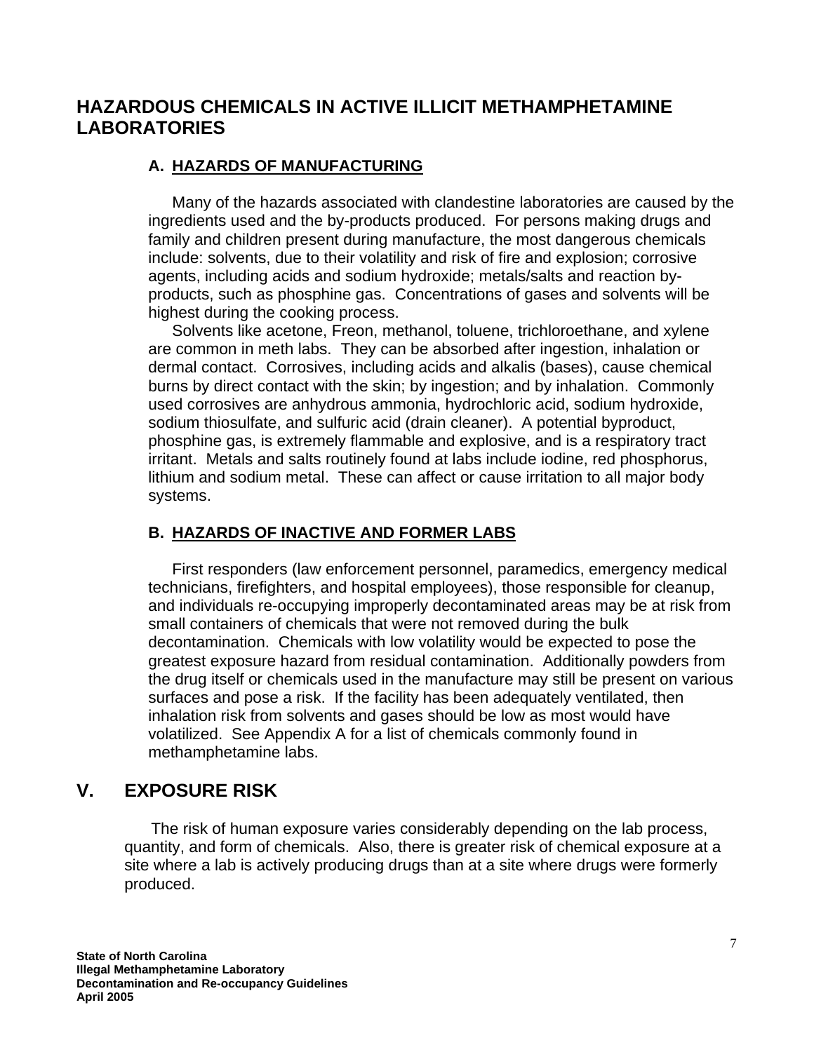## HAZARDOUS CHEMICALS IN ACTIVE ILLICIT METHAMPHETAMINE LABORATORIES

### A. HAZARDS OF MANUFACTURING

Many of the hazards associated with clandestine laboratories are caused by the ingredients used and the by-products produced. For persons making drugs and family and children present during manufacture, the most dangerous chemicals include: solvents, due to their volatility and risk of fire and explosion; corrosive agents, including acids and sodium hydroxide; metals/salts and reaction by-products, such as phosphine gas. Concentrations of gases and solvents will be highest during the cooking process.

Solvents like acetone, Freon, methanol, toluene, trichloroethane, and xylene are common in meth labs. They can be absorbed after ingestion, inhalation or dermal contact. Corrosives, including acids and alkalis (bases), cause chemical burns by direct contact with the skin; by ingestion; and by inhalation. Commonly used corrosives are anhydrous ammonia, hydrochloric acid, sodium hydroxide, sodium thiosulfate, and sulfuric acid (drain cleaner). A potential byproduct, phosphine gas, is extremely flammable and explosive, and is a respiratory tract irritant. Metals and salts routinely found at labs include iodine, red phosphorus, lithium and sodium metal. These can affect or cause irritation to all major body systems.

### B. HAZARDS OF INACTIVE AND FORMER LABS

First responders (law enforcement personnel, paramedics, emergency medical technicians, firefighters, and hospital employees), those responsible for cleanup, and individuals re-occupying improperly decontaminated areas may be at risk from small containers of chemicals that were not removed during the bulk decontamination. Chemicals with low volatility would be expected to pose the greatest exposure hazard from residual contamination. Additionally powders from the drug itself or chemicals used in the manufacture may still be present on various surfaces and pose a risk. If the facility has been adequately ventilated, then inhalation risk from solvents and gases should be low as most would have volatilized. See Appendix A for a list of chemicals commonly found in methamphetamine labs.

## V. EXPOSURE RISK

The risk of human exposure varies considerably depending on the lab process, quantity, and form of chemicals. Also, there is greater risk of chemical exposure at a site where a lab is actively producing drugs than at a site where drugs were formerly produced.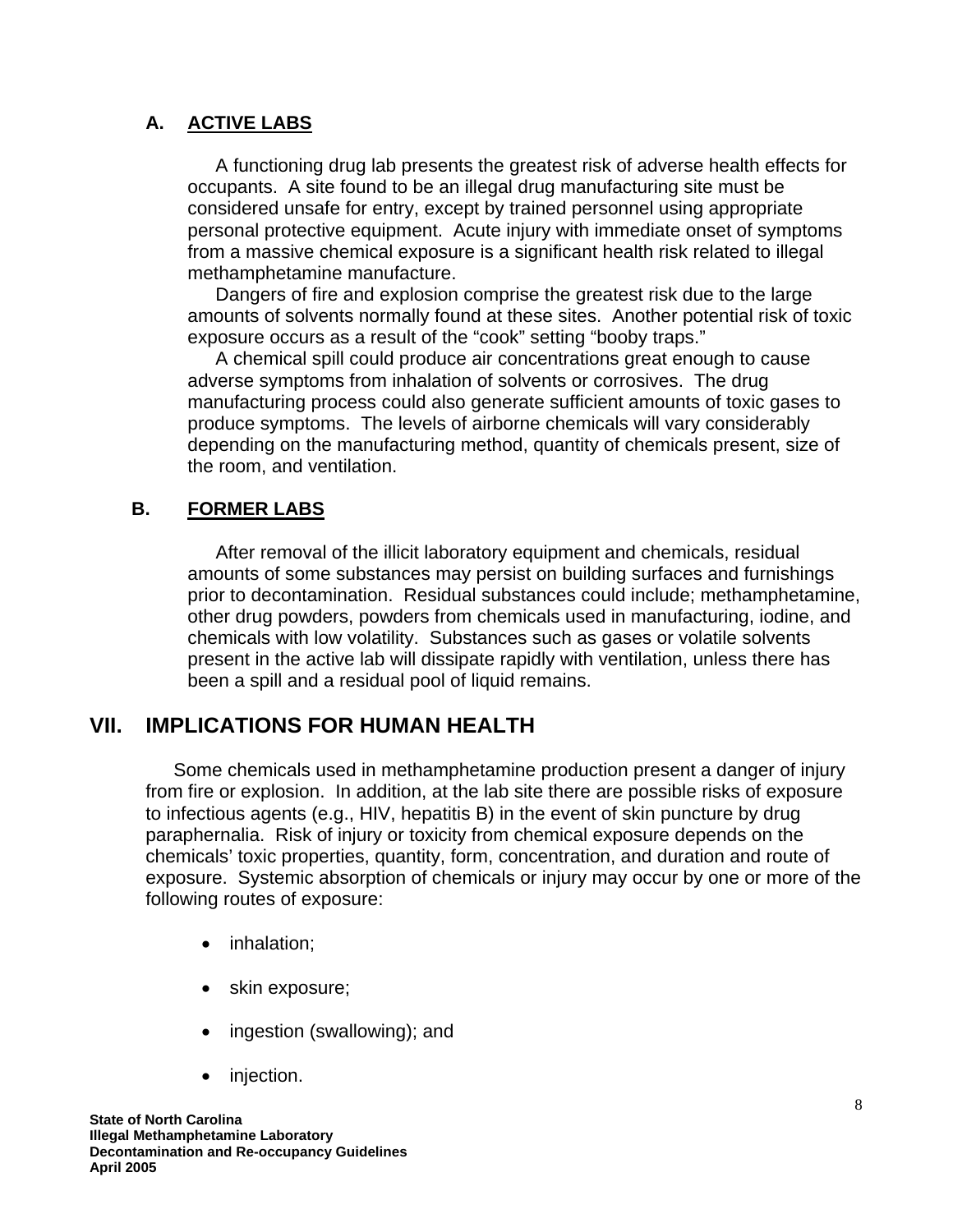### A. ACTIVE LABS

A functioning drug lab presents the greatest risk of adverse health effects for occupants. A site found to be an illegal drug manufacturing site must be considered unsafe for entry, except by trained personnel using appropriate personal protective equipment. Acute injury with immediate onset of symptoms from a massive chemical exposure is a significant health risk related to illegal methamphetamine manufacture.

Dangers of fire and explosion comprise the greatest risk due to the large amounts of solvents normally found at these sites. Another potential risk of toxic exposure occurs as a result of the "cook" setting "booby traps."

A chemical spill could produce air concentrations great enough to cause adverse symptoms from inhalation of solvents or corrosives. The drug manufacturing process could also generate sufficient amounts of toxic gases to produce symptoms. The levels of airborne chemicals will vary considerably depending on the manufacturing method, quantity of chemicals present, size of the room, and ventilation.

### B. FORMER LABS

After removal of the illicit laboratory equipment and chemicals, residual amounts of some substances may persist on building surfaces and furnishings prior to decontamination. Residual substances could include; methamphetamine, other drug powders, powders from chemicals used in manufacturing, iodine, and chemicals with low volatility. Substances such as gases or volatile solvents present in the active lab will dissipate rapidly with ventilation, unless there has been a spill and a residual pool of liquid remains.

## VII. IMPLICATIONS FOR HUMAN HEALTH

Some chemicals used in methamphetamine production present a danger of injury from fire or explosion. In addition, at the lab site there are possible risks of exposure to infectious agents (e.g., HIV, hepatitis B) in the event of skin puncture by drug paraphernalia. Risk of injury or toxicity from chemical exposure depends on the chemicals' toxic properties, quantity, form, concentration, and duration and route of exposure. Systemic absorption of chemicals or injury may occur by one or more of the following routes of exposure:

- inhalation;
- skin exposure;
- ingestion (swallowing); and
- injection.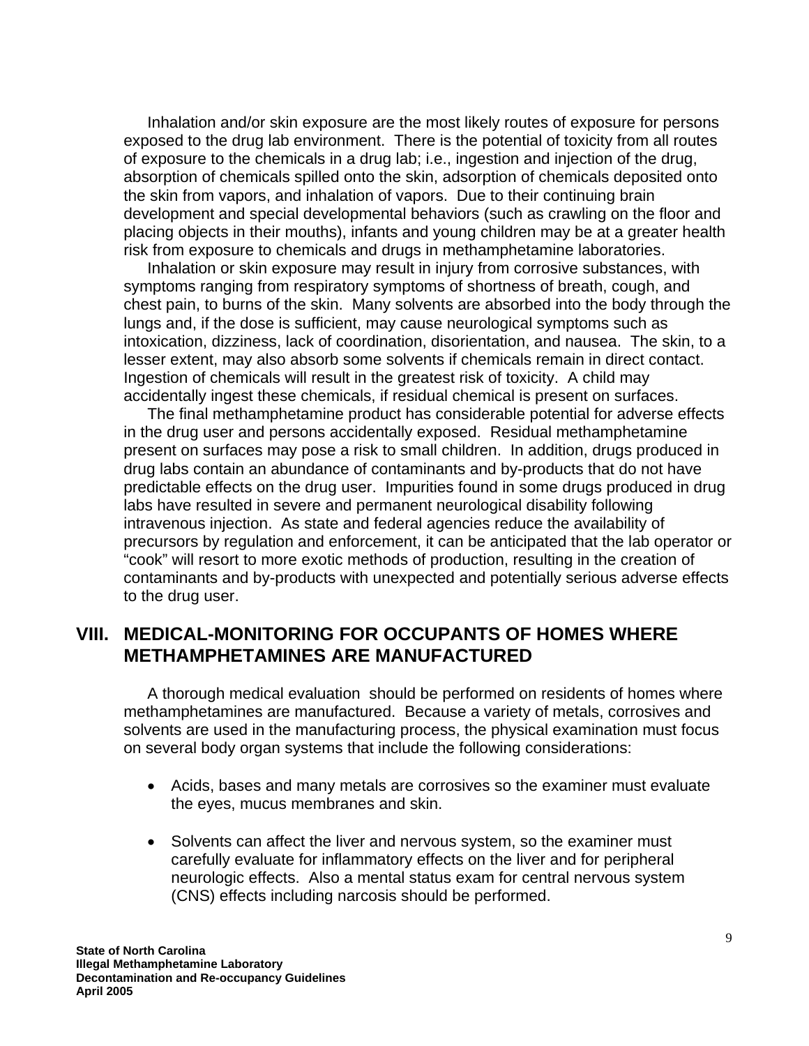Inhalation and/or skin exposure are the most likely routes of exposure for persons exposed to the drug lab environment. There is the potential of toxicity from all routes of exposure to the chemicals in a drug lab; i.e., ingestion and injection of the drug, absorption of chemicals spilled onto the skin, adsorption of chemicals deposited onto the skin from vapors, and inhalation of vapors. Due to their continuing brain development and special developmental behaviors (such as crawling on the floor and placing objects in their mouths), infants and young children may be at a greater health risk from exposure to chemicals and drugs in methamphetamine laboratories.

Inhalation or skin exposure may result in injury from corrosive substances, with symptoms ranging from respiratory symptoms of shortness of breath, cough, and chest pain, to burns of the skin. Many solvents are absorbed into the body through the lungs and, if the dose is sufficient, may cause neurological symptoms such as intoxication, dizziness, lack of coordination, disorientation, and nausea. The skin, to a lesser extent, may also absorb some solvents if chemicals remain in direct contact. Ingestion of chemicals will result in the greatest risk of toxicity. A child may accidentally ingest these chemicals, if residual chemical is present on surfaces.

The final methamphetamine product has considerable potential for adverse effects in the drug user and persons accidentally exposed. Residual methamphetamine present on surfaces may pose a risk to small children. In addition, drugs produced in drug labs contain an abundance of contaminants and by-products that do not have predictable effects on the drug user. Impurities found in some drugs produced in drug labs have resulted in severe and permanent neurological disability following intravenous injection. As state and federal agencies reduce the availability of precursors by regulation and enforcement, it can be anticipated that the lab operator or "cook" will resort to more exotic methods of production, resulting in the creation of contaminants and by-products with unexpected and potentially serious adverse effects to the drug user.

## VIII. MEDICAL-MONITORING FOR OCCUPANTS OF HOMES WHERE METHAMPHETAMINES ARE MANUFACTURED

A thorough medical evaluation should be performed on residents of homes where methamphetamines are manufactured. Because a variety of metals, corrosives and solvents are used in the manufacturing process, the physical examination must focus on several body organ systems that include the following considerations:

- Acids, bases and many metals are corrosives so the examiner must evaluate the eyes, mucus membranes and skin.
- Solvents can affect the liver and nervous system, so the examiner must carefully evaluate for inflammatory effects on the liver and for peripheral neurologic effects. Also a mental status exam for central nervous system (CNS) effects including narcosis should be performed.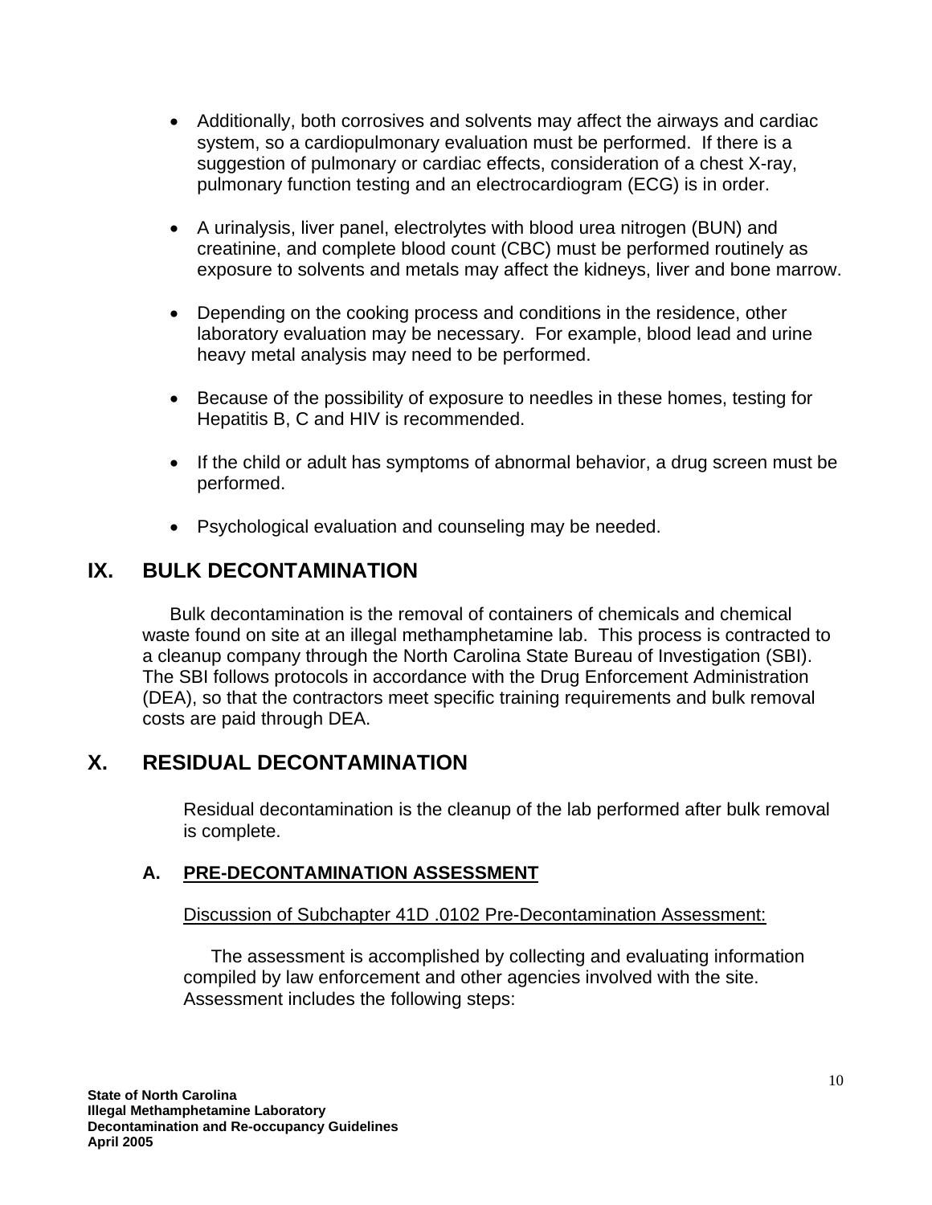- Additionally, both corrosives and solvents may affect the airways and cardiac system, so a cardiopulmonary evaluation must be performed. If there is a suggestion of pulmonary or cardiac effects, consideration of a chest X-ray, pulmonary function testing and an electrocardiogram (ECG) is in order.

- A urinalysis, liver panel, electrolytes with blood urea nitrogen (BUN) and creatinine, and complete blood count (CBC) must be performed routinely as exposure to solvents and metals may affect the kidneys, liver and bone marrow.

- Depending on the cooking process and conditions in the residence, other laboratory evaluation may be necessary. For example, blood lead and urine heavy metal analysis may need to be performed.

- Because of the possibility of exposure to needles in these homes, testing for Hepatitis B, C and HIV is recommended.

- If the child or adult has symptoms of abnormal behavior, a drug screen must be performed.

- Psychological evaluation and counseling may be needed.

## IX. BULK DECONTAMINATION

Bulk decontamination is the removal of containers of chemicals and chemical waste found on site at an illegal methamphetamine lab. This process is contracted to a cleanup company through the North Carolina State Bureau of Investigation (SBI). The SBI follows protocols in accordance with the Drug Enforcement Administration (DEA), so that the contractors meet specific training requirements and bulk removal costs are paid through DEA.

## X. RESIDUAL DECONTAMINATION

Residual decontamination is the cleanup of the lab performed after bulk removal is complete.

### A. PRE-DECONTAMINATION ASSESSMENT

Discussion of Subchapter 41D .0102 Pre-Decontamination Assessment:

The assessment is accomplished by collecting and evaluating information compiled by law enforcement and other agencies involved with the site. Assessment includes the following steps: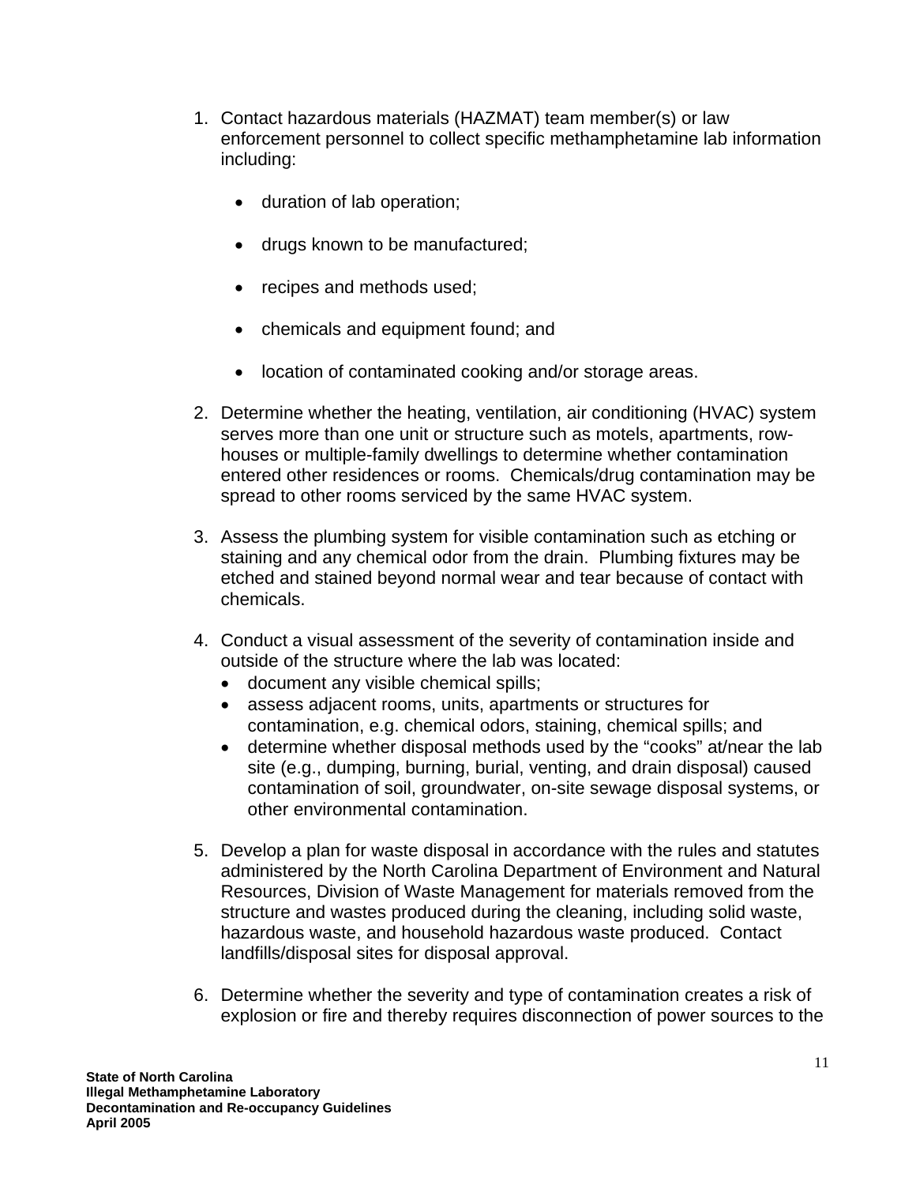1. Contact hazardous materials (HAZMAT) team member(s) or law enforcement personnel to collect specific methamphetamine lab information including:

    - duration of lab operation;

    - drugs known to be manufactured;

    - recipes and methods used;

    - chemicals and equipment found; and

    - location of contaminated cooking and/or storage areas.

2. Determine whether the heating, ventilation, air conditioning (HVAC) system serves more than one unit or structure such as motels, apartments, row-houses or multiple-family dwellings to determine whether contamination entered other residences or rooms. Chemicals/drug contamination may be spread to other rooms serviced by the same HVAC system.

3. Assess the plumbing system for visible contamination such as etching or staining and any chemical odor from the drain. Plumbing fixtures may be etched and stained beyond normal wear and tear because of contact with chemicals.

4. Conduct a visual assessment of the severity of contamination inside and outside of the structure where the lab was located:
    - document any visible chemical spills;
    - assess adjacent rooms, units, apartments or structures for contamination, e.g. chemical odors, staining, chemical spills; and
    - determine whether disposal methods used by the "cooks" at/near the lab site (e.g., dumping, burning, burial, venting, and drain disposal) caused contamination of soil, groundwater, on-site sewage disposal systems, or other environmental contamination.

5. Develop a plan for waste disposal in accordance with the rules and statutes administered by the North Carolina Department of Environment and Natural Resources, Division of Waste Management for materials removed from the structure and wastes produced during the cleaning, including solid waste, hazardous waste, and household hazardous waste produced. Contact landfills/disposal sites for disposal approval.

6. Determine whether the severity and type of contamination creates a risk of explosion or fire and thereby requires disconnection of power sources to the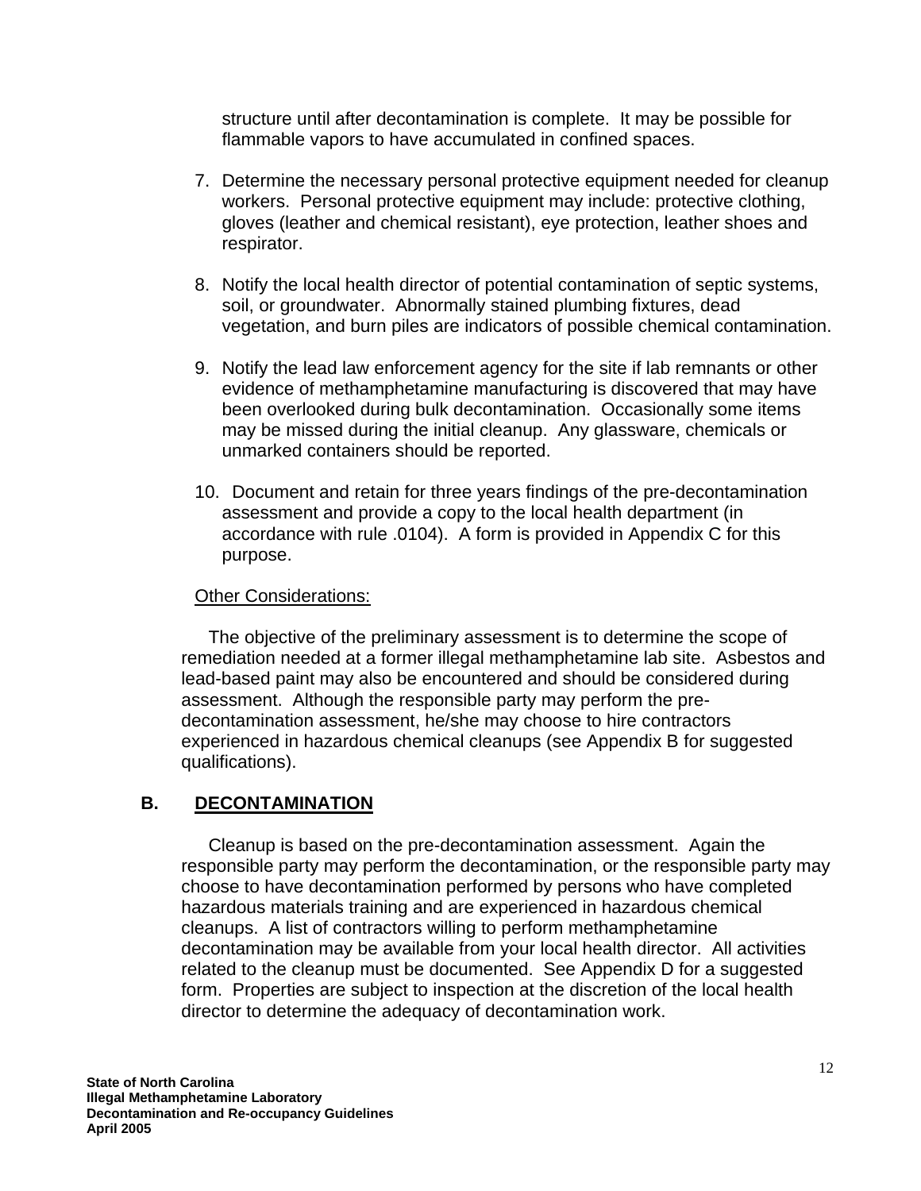structure until after decontamination is complete. It may be possible for flammable vapors to have accumulated in confined spaces.

7. Determine the necessary personal protective equipment needed for cleanup workers. Personal protective equipment may include: protective clothing, gloves (leather and chemical resistant), eye protection, leather shoes and respirator.

8. Notify the local health director of potential contamination of septic systems, soil, or groundwater. Abnormally stained plumbing fixtures, dead vegetation, and burn piles are indicators of possible chemical contamination.

9. Notify the lead law enforcement agency for the site if lab remnants or other evidence of methamphetamine manufacturing is discovered that may have been overlooked during bulk decontamination. Occasionally some items may be missed during the initial cleanup. Any glassware, chemicals or unmarked containers should be reported.

10. Document and retain for three years findings of the pre-decontamination assessment and provide a copy to the local health department (in accordance with rule .0104). A form is provided in Appendix C for this purpose.

Other Considerations:

The objective of the preliminary assessment is to determine the scope of remediation needed at a former illegal methamphetamine lab site. Asbestos and lead-based paint may also be encountered and should be considered during assessment. Although the responsible party may perform the pre-decontamination assessment, he/she may choose to hire contractors experienced in hazardous chemical cleanups (see Appendix B for suggested qualifications).

## B. DECONTAMINATION

Cleanup is based on the pre-decontamination assessment. Again the responsible party may perform the decontamination, or the responsible party may choose to have decontamination performed by persons who have completed hazardous materials training and are experienced in hazardous chemical cleanups. A list of contractors willing to perform methamphetamine decontamination may be available from your local health director. All activities related to the cleanup must be documented. See Appendix D for a suggested form. Properties are subject to inspection at the discretion of the local health director to determine the adequacy of decontamination work.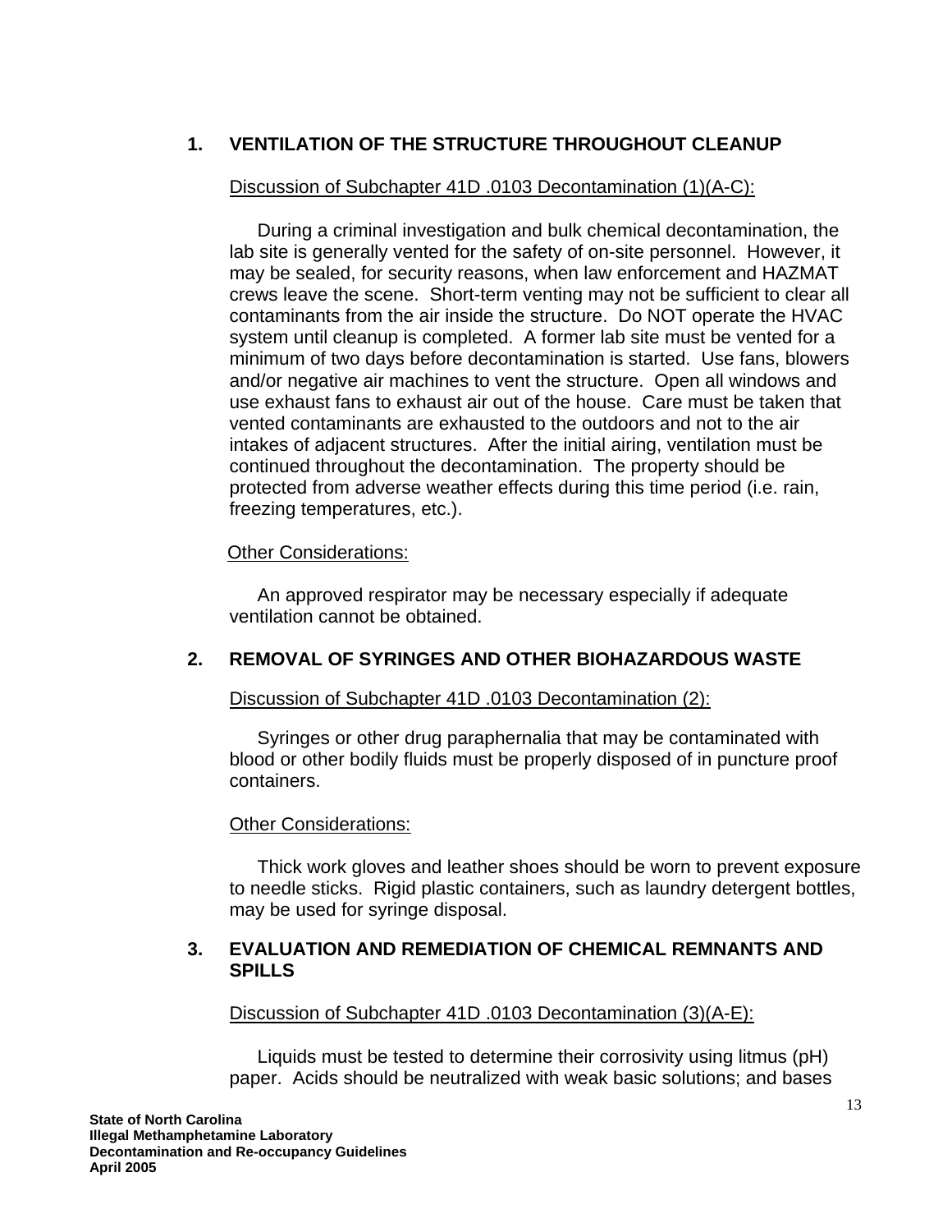## 1. VENTILATION OF THE STRUCTURE THROUGHOUT CLEANUP

Discussion of Subchapter 41D .0103 Decontamination (1)(A-C):

During a criminal investigation and bulk chemical decontamination, the lab site is generally vented for the safety of on-site personnel. However, it may be sealed, for security reasons, when law enforcement and HAZMAT crews leave the scene. Short-term venting may not be sufficient to clear all contaminants from the air inside the structure. Do NOT operate the HVAC system until cleanup is completed. A former lab site must be vented for a minimum of two days before decontamination is started. Use fans, blowers and/or negative air machines to vent the structure. Open all windows and use exhaust fans to exhaust air out of the house. Care must be taken that vented contaminants are exhausted to the outdoors and not to the air intakes of adjacent structures. After the initial airing, ventilation must be continued throughout the decontamination. The property should be protected from adverse weather effects during this time period (i.e. rain, freezing temperatures, etc.).

Other Considerations:

An approved respirator may be necessary especially if adequate ventilation cannot be obtained.

## 2. REMOVAL OF SYRINGES AND OTHER BIOHAZARDOUS WASTE

Discussion of Subchapter 41D .0103 Decontamination (2):

Syringes or other drug paraphernalia that may be contaminated with blood or other bodily fluids must be properly disposed of in puncture proof containers.

Other Considerations:

Thick work gloves and leather shoes should be worn to prevent exposure to needle sticks. Rigid plastic containers, such as laundry detergent bottles, may be used for syringe disposal.

## 3. EVALUATION AND REMEDIATION OF CHEMICAL REMNANTS AND SPILLS

Discussion of Subchapter 41D .0103 Decontamination (3)(A-E):

Liquids must be tested to determine their corrosivity using litmus (pH) paper. Acids should be neutralized with weak basic solutions; and bases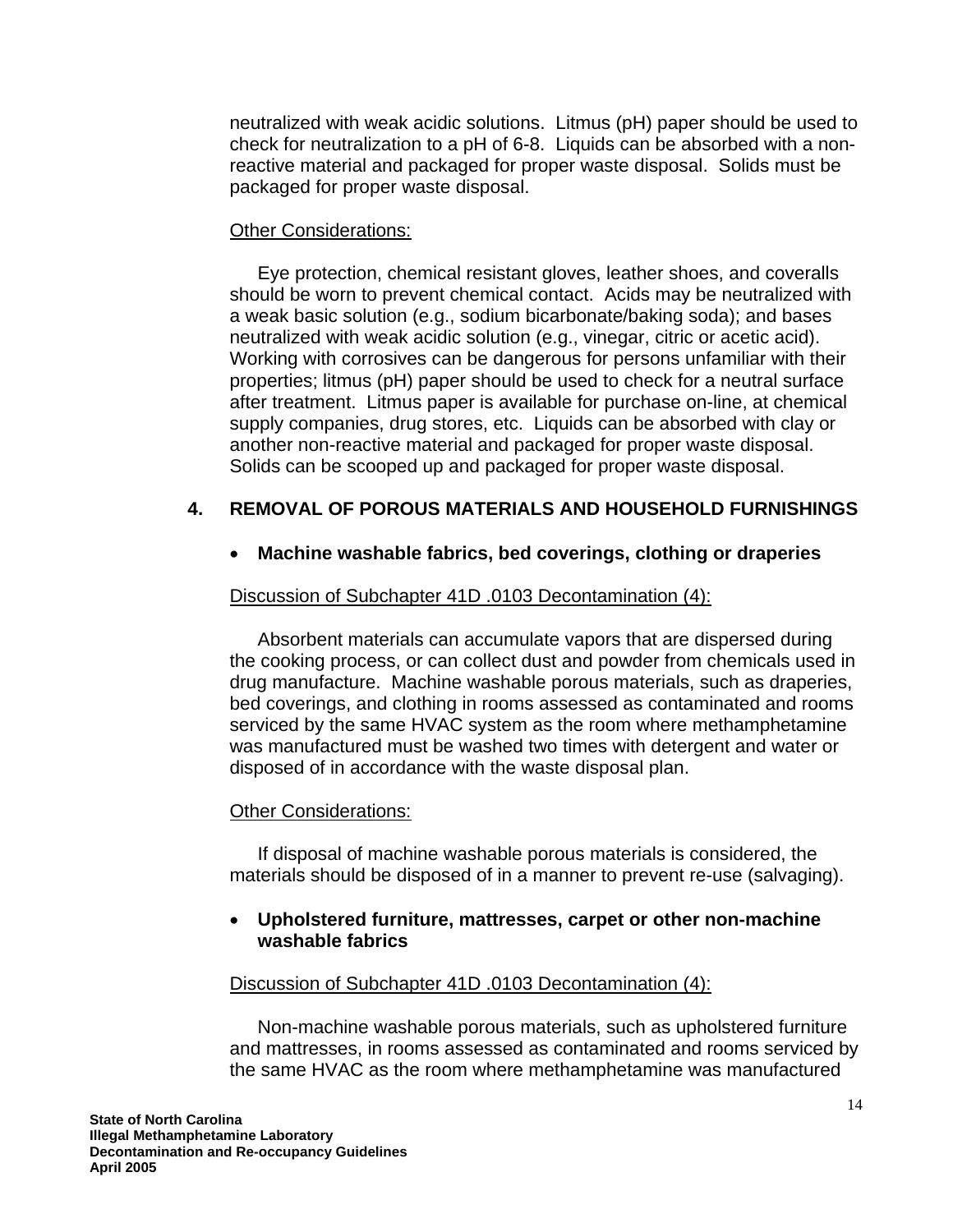neutralized with weak acidic solutions. Litmus (pH) paper should be used to check for neutralization to a pH of 6-8. Liquids can be absorbed with a non-reactive material and packaged for proper waste disposal. Solids must be packaged for proper waste disposal.

Other Considerations:

Eye protection, chemical resistant gloves, leather shoes, and coveralls should be worn to prevent chemical contact. Acids may be neutralized with a weak basic solution (e.g., sodium bicarbonate/baking soda); and bases neutralized with weak acidic solution (e.g., vinegar, citric or acetic acid). Working with corrosives can be dangerous for persons unfamiliar with their properties; litmus (pH) paper should be used to check for a neutral surface after treatment. Litmus paper is available for purchase on-line, at chemical supply companies, drug stores, etc. Liquids can be absorbed with clay or another non-reactive material and packaged for proper waste disposal. Solids can be scooped up and packaged for proper waste disposal.

## 4. REMOVAL OF POROUS MATERIALS AND HOUSEHOLD FURNISHINGS

- **Machine washable fabrics, bed coverings, clothing or draperies**

Discussion of Subchapter 41D .0103 Decontamination (4):

Absorbent materials can accumulate vapors that are dispersed during the cooking process, or can collect dust and powder from chemicals used in drug manufacture. Machine washable porous materials, such as draperies, bed coverings, and clothing in rooms assessed as contaminated and rooms serviced by the same HVAC system as the room where methamphetamine was manufactured must be washed two times with detergent and water or disposed of in accordance with the waste disposal plan.

Other Considerations:

If disposal of machine washable porous materials is considered, the materials should be disposed of in a manner to prevent re-use (salvaging).

- **Upholstered furniture, mattresses, carpet or other non-machine washable fabrics**

Discussion of Subchapter 41D .0103 Decontamination (4):

Non-machine washable porous materials, such as upholstered furniture and mattresses, in rooms assessed as contaminated and rooms serviced by the same HVAC as the room where methamphetamine was manufactured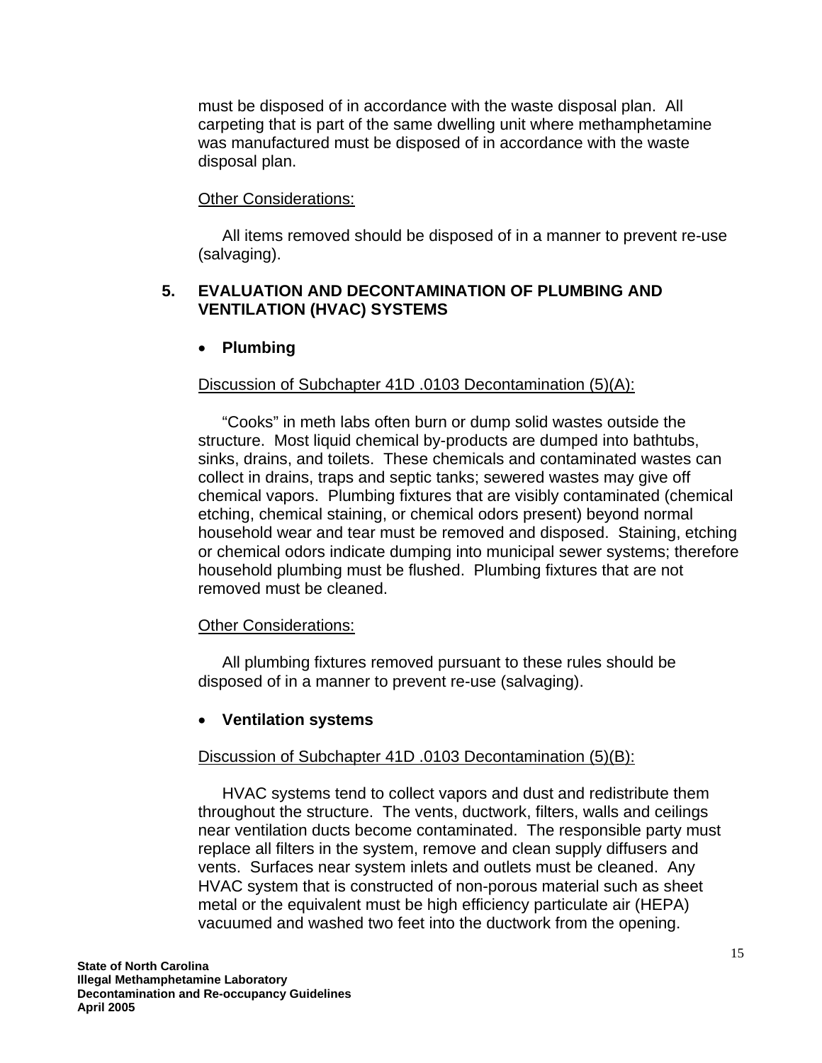must be disposed of in accordance with the waste disposal plan. All carpeting that is part of the same dwelling unit where methamphetamine was manufactured must be disposed of in accordance with the waste disposal plan.

Other Considerations:

All items removed should be disposed of in a manner to prevent re-use (salvaging).

## 5. EVALUATION AND DECONTAMINATION OF PLUMBING AND VENTILATION (HVAC) SYSTEMS

- **Plumbing**

Discussion of Subchapter 41D .0103 Decontamination (5)(A):

"Cooks" in meth labs often burn or dump solid wastes outside the structure. Most liquid chemical by-products are dumped into bathtubs, sinks, drains, and toilets. These chemicals and contaminated wastes can collect in drains, traps and septic tanks; sewered wastes may give off chemical vapors. Plumbing fixtures that are visibly contaminated (chemical etching, chemical staining, or chemical odors present) beyond normal household wear and tear must be removed and disposed. Staining, etching or chemical odors indicate dumping into municipal sewer systems; therefore household plumbing must be flushed. Plumbing fixtures that are not removed must be cleaned.

Other Considerations:

All plumbing fixtures removed pursuant to these rules should be disposed of in a manner to prevent re-use (salvaging).

- **Ventilation systems**

Discussion of Subchapter 41D .0103 Decontamination (5)(B):

HVAC systems tend to collect vapors and dust and redistribute them throughout the structure. The vents, ductwork, filters, walls and ceilings near ventilation ducts become contaminated. The responsible party must replace all filters in the system, remove and clean supply diffusers and vents. Surfaces near system inlets and outlets must be cleaned. Any HVAC system that is constructed of non-porous material such as sheet metal or the equivalent must be high efficiency particulate air (HEPA) vacuumed and washed two feet into the ductwork from the opening.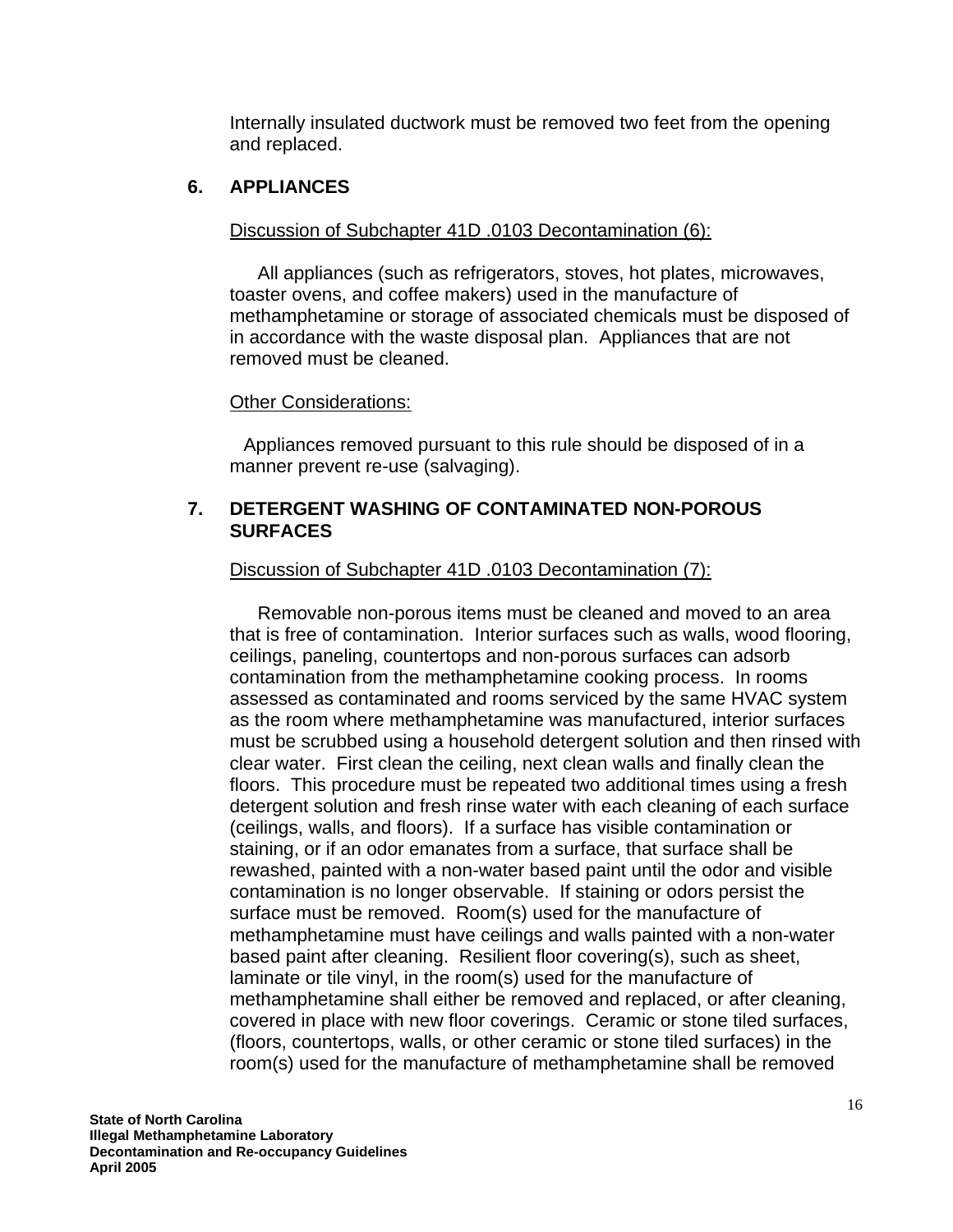Internally insulated ductwork must be removed two feet from the opening and replaced.

## 6. APPLIANCES

Discussion of Subchapter 41D .0103 Decontamination (6):

All appliances (such as refrigerators, stoves, hot plates, microwaves, toaster ovens, and coffee makers) used in the manufacture of methamphetamine or storage of associated chemicals must be disposed of in accordance with the waste disposal plan. Appliances that are not removed must be cleaned.

Other Considerations:

Appliances removed pursuant to this rule should be disposed of in a manner prevent re-use (salvaging).

## 7. DETERGENT WASHING OF CONTAMINATED NON-POROUS SURFACES

Discussion of Subchapter 41D .0103 Decontamination (7):

Removable non-porous items must be cleaned and moved to an area that is free of contamination. Interior surfaces such as walls, wood flooring, ceilings, paneling, countertops and non-porous surfaces can adsorb contamination from the methamphetamine cooking process. In rooms assessed as contaminated and rooms serviced by the same HVAC system as the room where methamphetamine was manufactured, interior surfaces must be scrubbed using a household detergent solution and then rinsed with clear water. First clean the ceiling, next clean walls and finally clean the floors. This procedure must be repeated two additional times using a fresh detergent solution and fresh rinse water with each cleaning of each surface (ceilings, walls, and floors). If a surface has visible contamination or staining, or if an odor emanates from a surface, that surface shall be rewashed, painted with a non-water based paint until the odor and visible contamination is no longer observable. If staining or odors persist the surface must be removed. Room(s) used for the manufacture of methamphetamine must have ceilings and walls painted with a non-water based paint after cleaning. Resilient floor covering(s), such as sheet, laminate or tile vinyl, in the room(s) used for the manufacture of methamphetamine shall either be removed and replaced, or after cleaning, covered in place with new floor coverings. Ceramic or stone tiled surfaces, (floors, countertops, walls, or other ceramic or stone tiled surfaces) in the room(s) used for the manufacture of methamphetamine shall be removed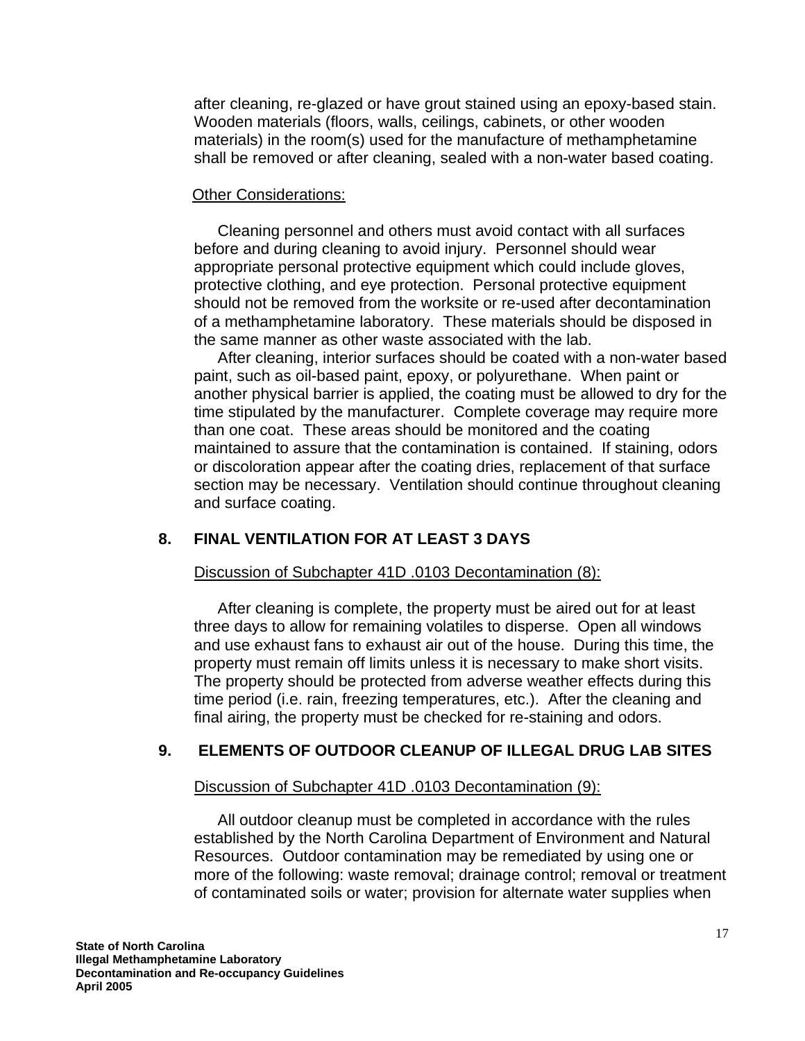after cleaning, re-glazed or have grout stained using an epoxy-based stain. Wooden materials (floors, walls, ceilings, cabinets, or other wooden materials) in the room(s) used for the manufacture of methamphetamine shall be removed or after cleaning, sealed with a non-water based coating.

<u>Other Considerations:</u>

Cleaning personnel and others must avoid contact with all surfaces before and during cleaning to avoid injury. Personnel should wear appropriate personal protective equipment which could include gloves, protective clothing, and eye protection. Personal protective equipment should not be removed from the worksite or re-used after decontamination of a methamphetamine laboratory. These materials should be disposed in the same manner as other waste associated with the lab.

After cleaning, interior surfaces should be coated with a non-water based paint, such as oil-based paint, epoxy, or polyurethane. When paint or another physical barrier is applied, the coating must be allowed to dry for the time stipulated by the manufacturer. Complete coverage may require more than one coat. These areas should be monitored and the coating maintained to assure that the contamination is contained. If staining, odors or discoloration appear after the coating dries, replacement of that surface section may be necessary. Ventilation should continue throughout cleaning and surface coating.

## 8. FINAL VENTILATION FOR AT LEAST 3 DAYS

<u>Discussion of Subchapter 41D .0103 Decontamination (8):</u>

After cleaning is complete, the property must be aired out for at least three days to allow for remaining volatiles to disperse. Open all windows and use exhaust fans to exhaust air out of the house. During this time, the property must remain off limits unless it is necessary to make short visits. The property should be protected from adverse weather effects during this time period (i.e. rain, freezing temperatures, etc.). After the cleaning and final airing, the property must be checked for re-staining and odors.

## 9. ELEMENTS OF OUTDOOR CLEANUP OF ILLEGAL DRUG LAB SITES

<u>Discussion of Subchapter 41D .0103 Decontamination (9):</u>

All outdoor cleanup must be completed in accordance with the rules established by the North Carolina Department of Environment and Natural Resources. Outdoor contamination may be remediated by using one or more of the following: waste removal; drainage control; removal or treatment of contaminated soils or water; provision for alternate water supplies when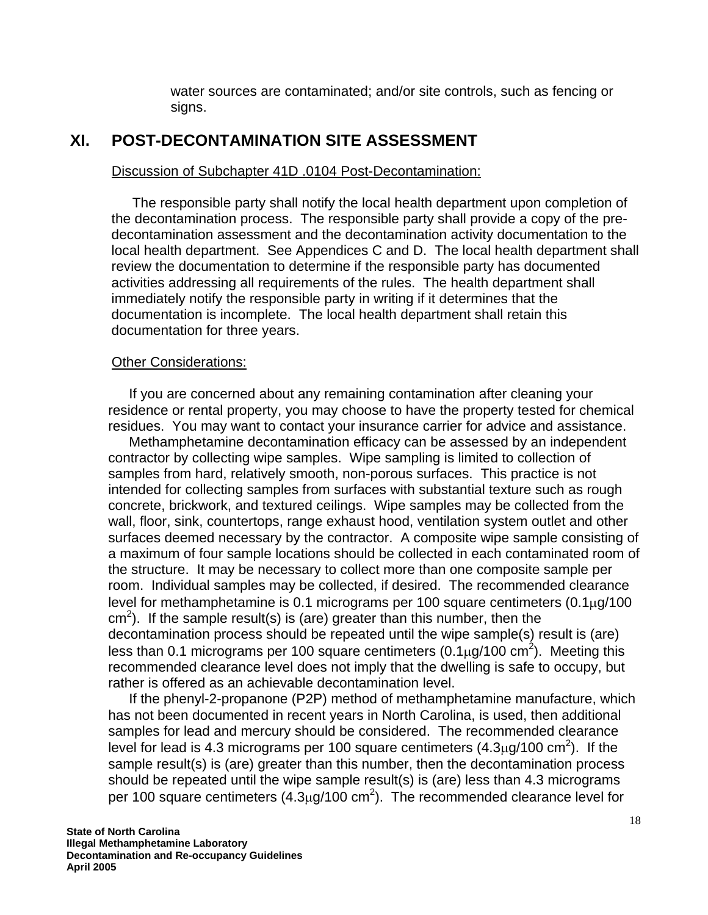water sources are contaminated; and/or site controls, such as fencing or signs.

## XI. POST-DECONTAMINATION SITE ASSESSMENT

Discussion of Subchapter 41D .0104 Post-Decontamination:

The responsible party shall notify the local health department upon completion of the decontamination process. The responsible party shall provide a copy of the pre-decontamination assessment and the decontamination activity documentation to the local health department. See Appendices C and D. The local health department shall review the documentation to determine if the responsible party has documented activities addressing all requirements of the rules. The health department shall immediately notify the responsible party in writing if it determines that the documentation is incomplete. The local health department shall retain this documentation for three years.

Other Considerations:

If you are concerned about any remaining contamination after cleaning your residence or rental property, you may choose to have the property tested for chemical residues. You may want to contact your insurance carrier for advice and assistance.

Methamphetamine decontamination efficacy can be assessed by an independent contractor by collecting wipe samples. Wipe sampling is limited to collection of samples from hard, relatively smooth, non-porous surfaces. This practice is not intended for collecting samples from surfaces with substantial texture such as rough concrete, brickwork, and textured ceilings. Wipe samples may be collected from the wall, floor, sink, countertops, range exhaust hood, ventilation system outlet and other surfaces deemed necessary by the contractor. A composite wipe sample consisting of a maximum of four sample locations should be collected in each contaminated room of the structure. It may be necessary to collect more than one composite sample per room. Individual samples may be collected, if desired. The recommended clearance level for methamphetamine is 0.1 micrograms per 100 square centimeters (0.1μg/100 $cm^2$). If the sample result(s) is (are) greater than this number, then the decontamination process should be repeated until the wipe sample(s) result is (are) less than 0.1 micrograms per 100 square centimeters (0.1μg/100 $cm^2$). Meeting this recommended clearance level does not imply that the dwelling is safe to occupy, but rather is offered as an achievable decontamination level.

If the phenyl-2-propanone (P2P) method of methamphetamine manufacture, which has not been documented in recent years in North Carolina, is used, then additional samples for lead and mercury should be considered. The recommended clearance level for lead is 4.3 micrograms per 100 square centimeters (4.3μg/100 $cm^2$). If the sample result(s) is (are) greater than this number, then the decontamination process should be repeated until the wipe sample result(s) is (are) less than 4.3 micrograms per 100 square centimeters (4.3μg/100 $cm^2$). The recommended clearance level for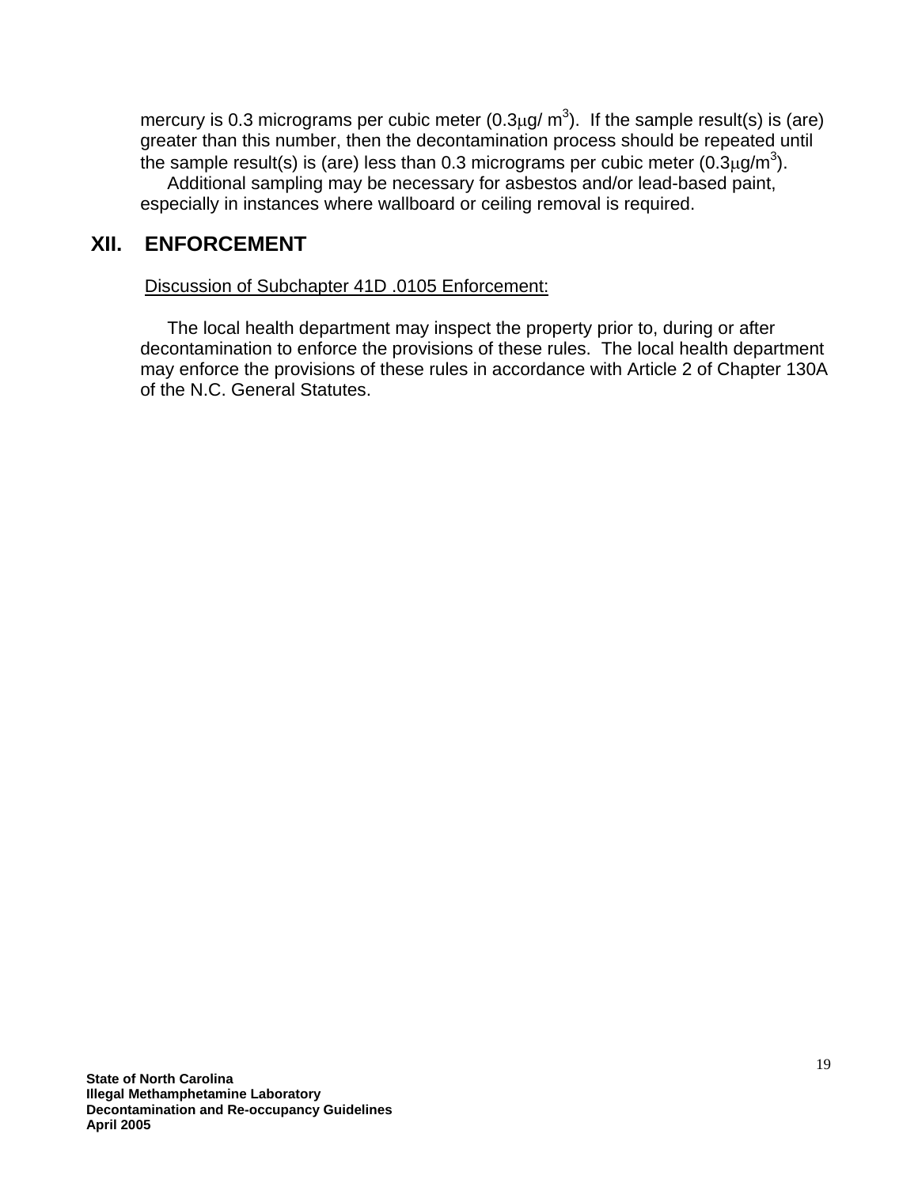mercury is 0.3 micrograms per cubic meter (0.3$\mu$g/ $m^3$). If the sample result(s) is (are) greater than this number, then the decontamination process should be repeated until the sample result(s) is (are) less than 0.3 micrograms per cubic meter (0.3$\mu$g/$m^3$).

Additional sampling may be necessary for asbestos and/or lead-based paint, especially in instances where wallboard or ceiling removal is required.

## XII. ENFORCEMENT

Discussion of Subchapter 41D .0105 Enforcement:

The local health department may inspect the property prior to, during or after decontamination to enforce the provisions of these rules. The local health department may enforce the provisions of these rules in accordance with Article 2 of Chapter 130A of the N.C. General Statutes.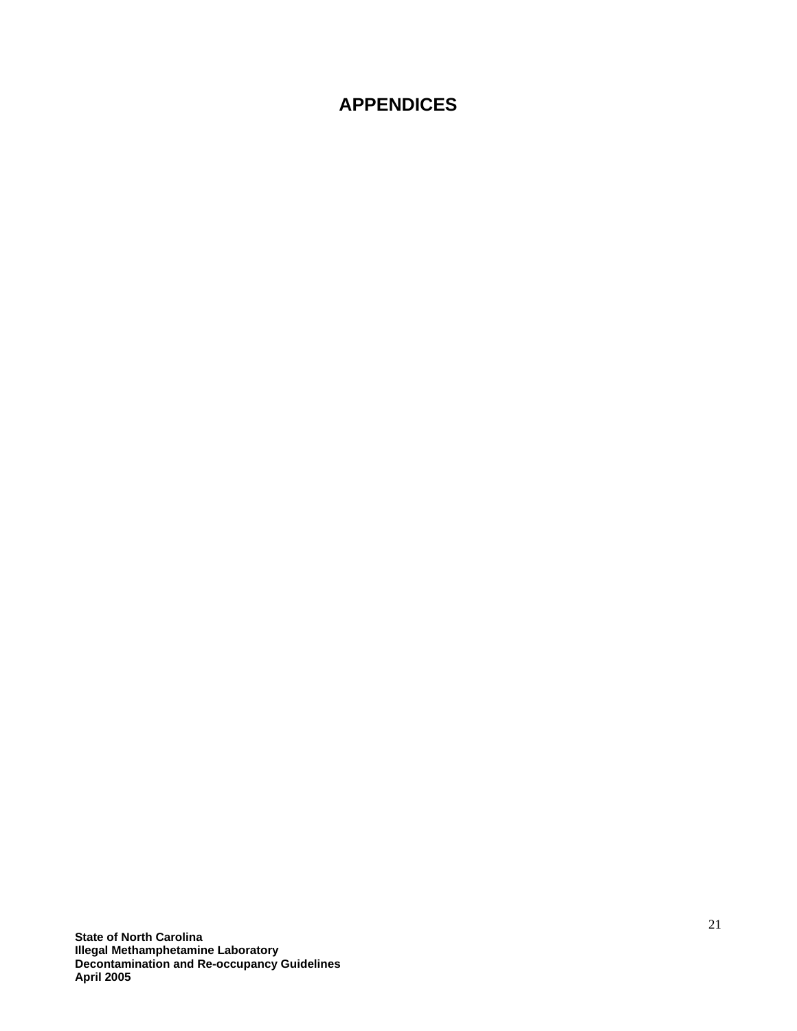# APPENDICES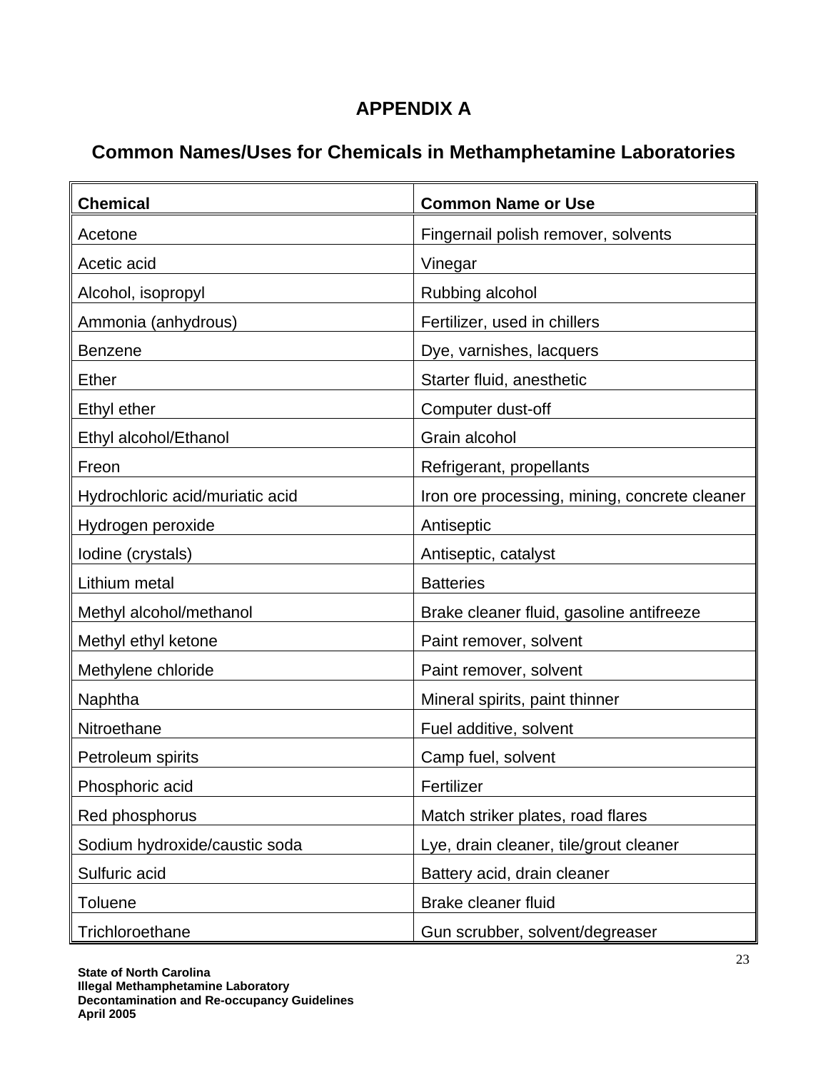# APPENDIX A

## Common Names/Uses for Chemicals in Methamphetamine Laboratories

| Chemical | Common Name or Use |
|---|---|
| Acetone | Fingernail polish remover, solvents |
| Acetic acid | Vinegar |
| Alcohol, isopropyl | Rubbing alcohol |
| Ammonia (anhydrous) | Fertilizer, used in chillers |
| Benzene | Dye, varnishes, lacquers |
| Ether | Starter fluid, anesthetic |
| Ethyl ether | Computer dust-off |
| Ethyl alcohol/Ethanol | Grain alcohol |
| Freon | Refrigerant, propellants |
| Hydrochloric acid/muriatic acid | Iron ore processing, mining, concrete cleaner |
| Hydrogen peroxide | Antiseptic |
| Iodine (crystals) | Antiseptic, catalyst |
| Lithium metal | Batteries |
| Methyl alcohol/methanol | Brake cleaner fluid, gasoline antifreeze |
| Methyl ethyl ketone | Paint remover, solvent |
| Methylene chloride | Paint remover, solvent |
| Naphtha | Mineral spirits, paint thinner |
| Nitroethane | Fuel additive, solvent |
| Petroleum spirits | Camp fuel, solvent |
| Phosphoric acid | Fertilizer |
| Red phosphorus | Match striker plates, road flares |
| Sodium hydroxide/caustic soda | Lye, drain cleaner, tile/grout cleaner |
| Sulfuric acid | Battery acid, drain cleaner |
| Toluene | Brake cleaner fluid |
| Trichloroethane | Gun scrubber, solvent/degreaser |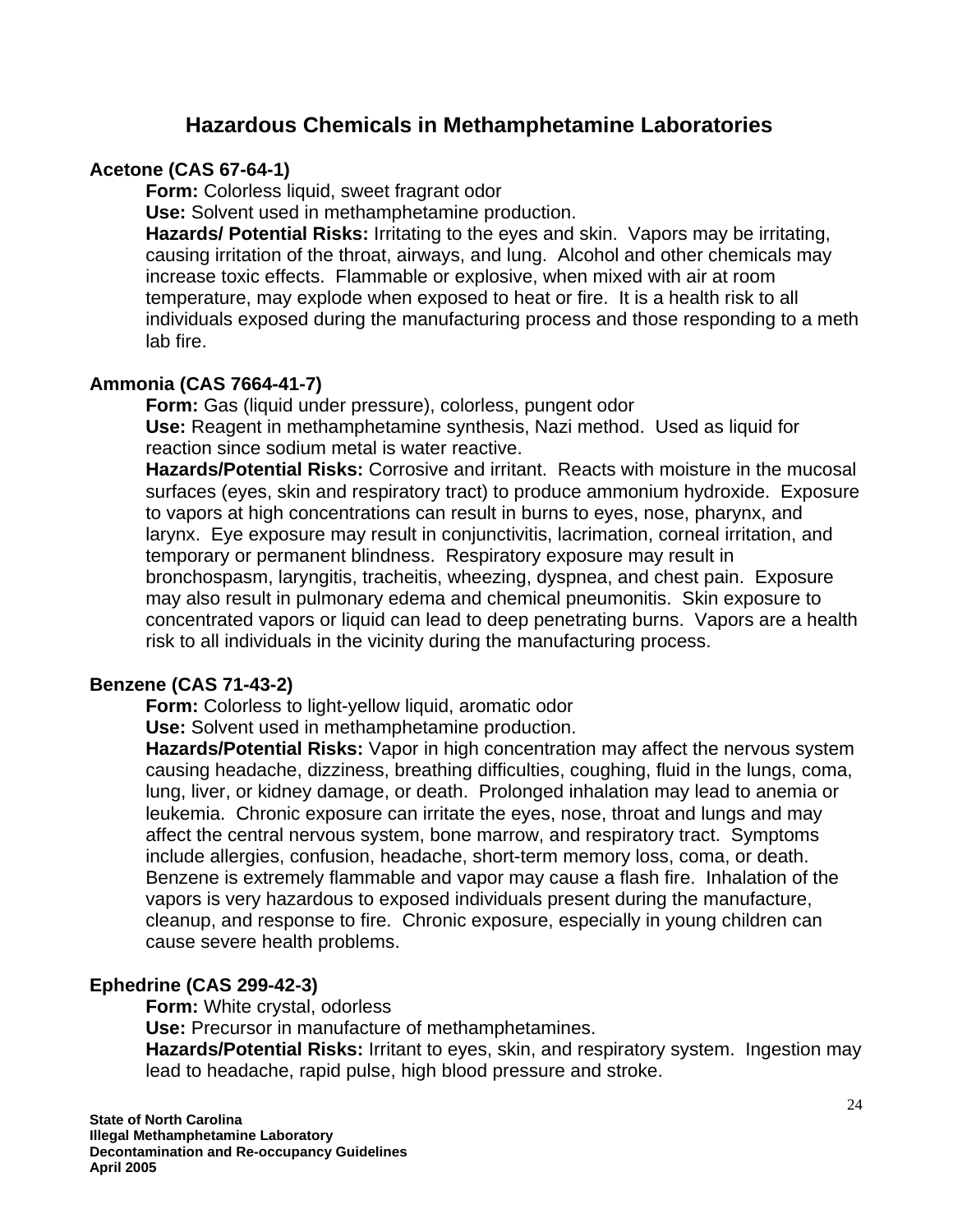# Hazardous Chemicals in Methamphetamine Laboratories

**Acetone (CAS 67-64-1)**

**Form:** Colorless liquid, sweet fragrant odor

**Use:** Solvent used in methamphetamine production.

**Hazards/ Potential Risks:** Irritating to the eyes and skin. Vapors may be irritating, causing irritation of the throat, airways, and lung. Alcohol and other chemicals may increase toxic effects. Flammable or explosive, when mixed with air at room temperature, may explode when exposed to heat or fire. It is a health risk to all individuals exposed during the manufacturing process and those responding to a meth lab fire.

**Ammonia (CAS 7664-41-7)**

**Form:** Gas (liquid under pressure), colorless, pungent odor

**Use:** Reagent in methamphetamine synthesis, Nazi method. Used as liquid for reaction since sodium metal is water reactive.

**Hazards/Potential Risks:** Corrosive and irritant. Reacts with moisture in the mucosal surfaces (eyes, skin and respiratory tract) to produce ammonium hydroxide. Exposure to vapors at high concentrations can result in burns to eyes, nose, pharynx, and larynx. Eye exposure may result in conjunctivitis, lacrimation, corneal irritation, and temporary or permanent blindness. Respiratory exposure may result in bronchospasm, laryngitis, tracheitis, wheezing, dyspnea, and chest pain. Exposure may also result in pulmonary edema and chemical pneumonitis. Skin exposure to concentrated vapors or liquid can lead to deep penetrating burns. Vapors are a health risk to all individuals in the vicinity during the manufacturing process.

**Benzene (CAS 71-43-2)**

**Form:** Colorless to light-yellow liquid, aromatic odor

**Use:** Solvent used in methamphetamine production.

**Hazards/Potential Risks:** Vapor in high concentration may affect the nervous system causing headache, dizziness, breathing difficulties, coughing, fluid in the lungs, coma, lung, liver, or kidney damage, or death. Prolonged inhalation may lead to anemia or leukemia. Chronic exposure can irritate the eyes, nose, throat and lungs and may affect the central nervous system, bone marrow, and respiratory tract. Symptoms include allergies, confusion, headache, short-term memory loss, coma, or death. Benzene is extremely flammable and vapor may cause a flash fire. Inhalation of the vapors is very hazardous to exposed individuals present during the manufacture, cleanup, and response to fire. Chronic exposure, especially in young children can cause severe health problems.

**Ephedrine (CAS 299-42-3)**

**Form:** White crystal, odorless

**Use:** Precursor in manufacture of methamphetamines.

**Hazards/Potential Risks:** Irritant to eyes, skin, and respiratory system. Ingestion may lead to headache, rapid pulse, high blood pressure and stroke.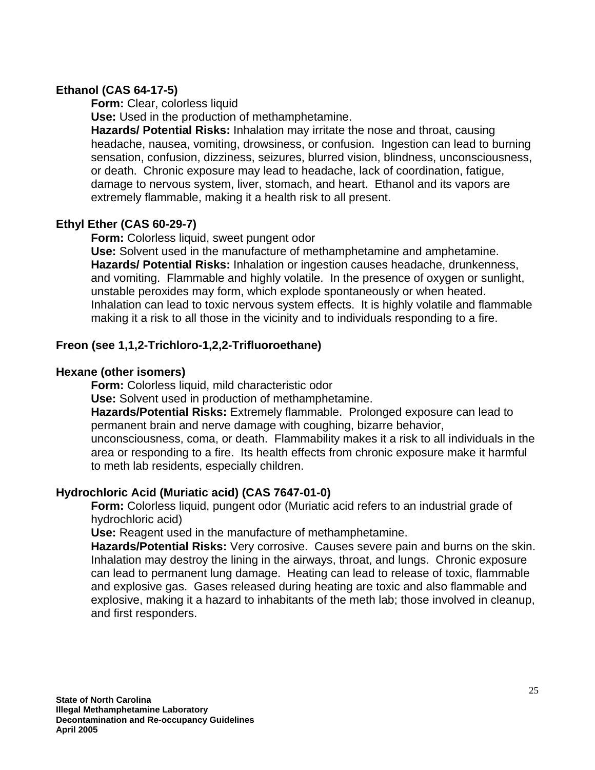**Ethanol (CAS 64-17-5)**

**Form:** Clear, colorless liquid

**Use:** Used in the production of methamphetamine.

**Hazards/ Potential Risks:** Inhalation may irritate the nose and throat, causing headache, nausea, vomiting, drowsiness, or confusion. Ingestion can lead to burning sensation, confusion, dizziness, seizures, blurred vision, blindness, unconsciousness, or death. Chronic exposure may lead to headache, lack of coordination, fatigue, damage to nervous system, liver, stomach, and heart. Ethanol and its vapors are extremely flammable, making it a health risk to all present.

**Ethyl Ether (CAS 60-29-7)**

**Form:** Colorless liquid, sweet pungent odor

**Use:** Solvent used in the manufacture of methamphetamine and amphetamine.

**Hazards/ Potential Risks:** Inhalation or ingestion causes headache, drunkenness, and vomiting. Flammable and highly volatile. In the presence of oxygen or sunlight, unstable peroxides may form, which explode spontaneously or when heated. Inhalation can lead to toxic nervous system effects. It is highly volatile and flammable making it a risk to all those in the vicinity and to individuals responding to a fire.

**Freon (see 1,1,2-Trichloro-1,2,2-Trifluoroethane)**

**Hexane (other isomers)**

**Form:** Colorless liquid, mild characteristic odor

**Use:** Solvent used in production of methamphetamine.

**Hazards/Potential Risks:** Extremely flammable. Prolonged exposure can lead to permanent brain and nerve damage with coughing, bizarre behavior, unconsciousness, coma, or death. Flammability makes it a risk to all individuals in the area or responding to a fire. Its health effects from chronic exposure make it harmful to meth lab residents, especially children.

**Hydrochloric Acid (Muriatic acid) (CAS 7647-01-0)**

**Form:** Colorless liquid, pungent odor (Muriatic acid refers to an industrial grade of hydrochloric acid)

**Use:** Reagent used in the manufacture of methamphetamine.

**Hazards/Potential Risks:** Very corrosive. Causes severe pain and burns on the skin. Inhalation may destroy the lining in the airways, throat, and lungs. Chronic exposure can lead to permanent lung damage. Heating can lead to release of toxic, flammable and explosive gas. Gases released during heating are toxic and also flammable and explosive, making it a hazard to inhabitants of the meth lab; those involved in cleanup, and first responders.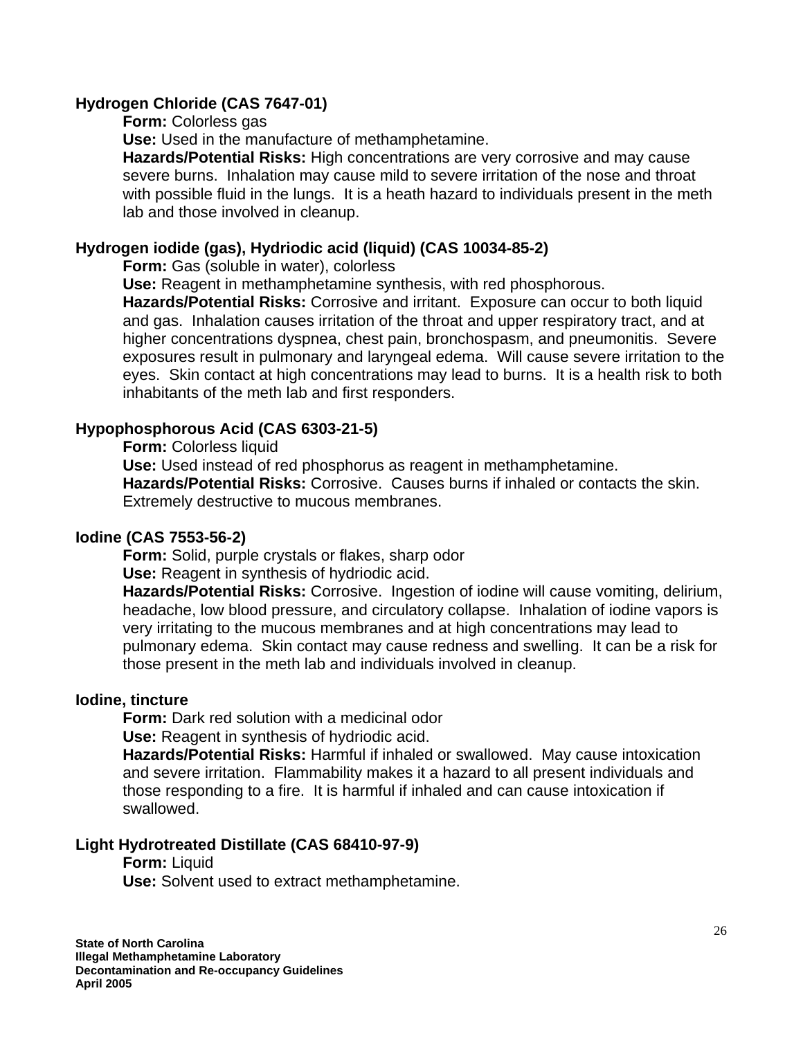**Hydrogen Chloride (CAS 7647-01)**

**Form:** Colorless gas

**Use:** Used in the manufacture of methamphetamine.

**Hazards/Potential Risks:** High concentrations are very corrosive and may cause severe burns. Inhalation may cause mild to severe irritation of the nose and throat with possible fluid in the lungs. It is a heath hazard to individuals present in the meth lab and those involved in cleanup.

**Hydrogen iodide (gas), Hydriodic acid (liquid) (CAS 10034-85-2)**

**Form:** Gas (soluble in water), colorless

**Use:** Reagent in methamphetamine synthesis, with red phosphorous.

**Hazards/Potential Risks:** Corrosive and irritant. Exposure can occur to both liquid and gas. Inhalation causes irritation of the throat and upper respiratory tract, and at higher concentrations dyspnea, chest pain, bronchospasm, and pneumonitis. Severe exposures result in pulmonary and laryngeal edema. Will cause severe irritation to the eyes. Skin contact at high concentrations may lead to burns. It is a health risk to both inhabitants of the meth lab and first responders.

**Hypophosphorous Acid (CAS 6303-21-5)**

**Form:** Colorless liquid

**Use:** Used instead of red phosphorus as reagent in methamphetamine.

**Hazards/Potential Risks:** Corrosive. Causes burns if inhaled or contacts the skin. Extremely destructive to mucous membranes.

**Iodine (CAS 7553-56-2)**

**Form:** Solid, purple crystals or flakes, sharp odor

**Use:** Reagent in synthesis of hydriodic acid.

**Hazards/Potential Risks:** Corrosive. Ingestion of iodine will cause vomiting, delirium, headache, low blood pressure, and circulatory collapse. Inhalation of iodine vapors is very irritating to the mucous membranes and at high concentrations may lead to pulmonary edema. Skin contact may cause redness and swelling. It can be a risk for those present in the meth lab and individuals involved in cleanup.

**Iodine, tincture**

**Form:** Dark red solution with a medicinal odor

**Use:** Reagent in synthesis of hydriodic acid.

**Hazards/Potential Risks:** Harmful if inhaled or swallowed. May cause intoxication and severe irritation. Flammability makes it a hazard to all present individuals and those responding to a fire. It is harmful if inhaled and can cause intoxication if swallowed.

**Light Hydrotreated Distillate (CAS 68410-97-9)**

**Form:** Liquid

**Use:** Solvent used to extract methamphetamine.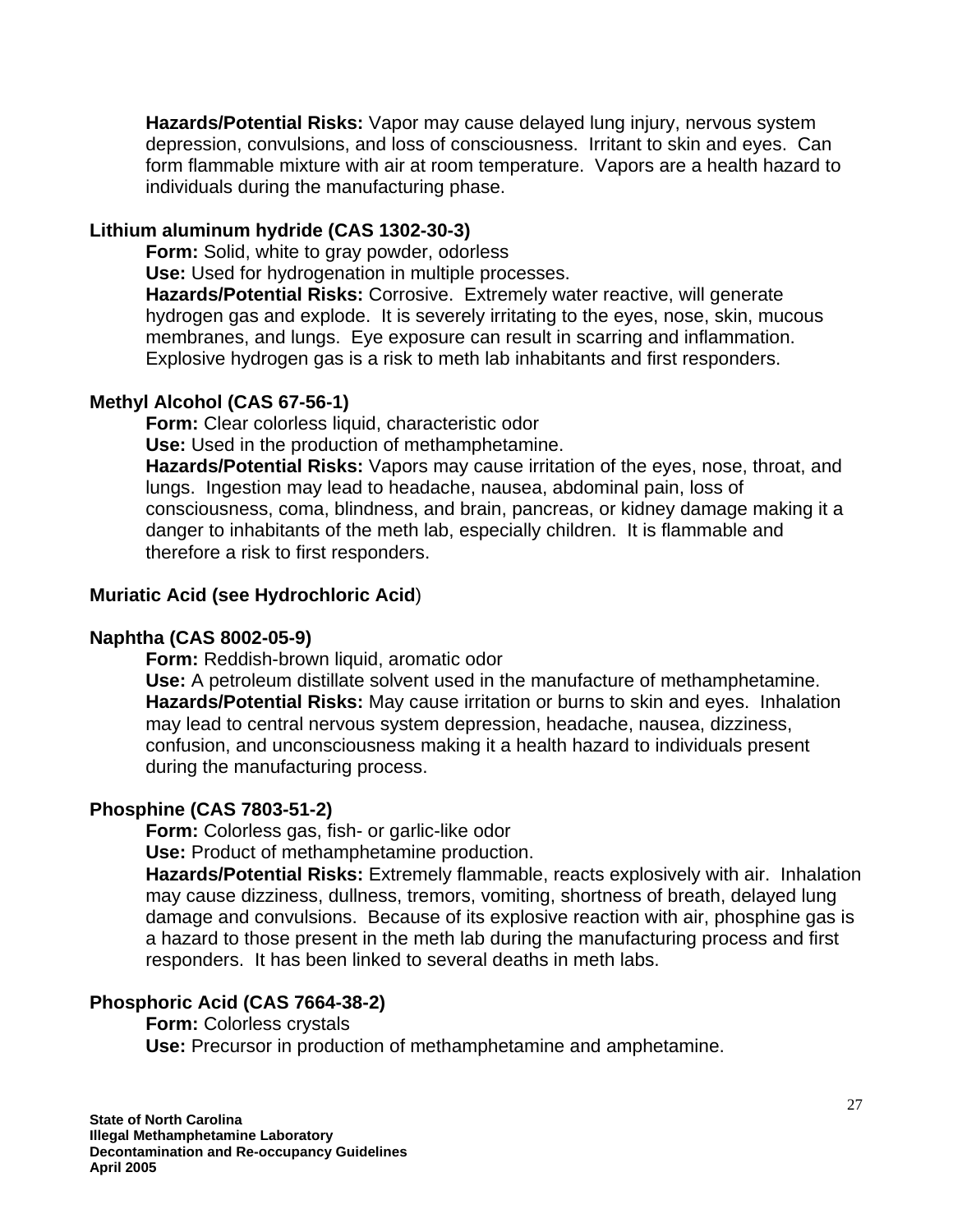**Hazards/Potential Risks:** Vapor may cause delayed lung injury, nervous system depression, convulsions, and loss of consciousness. Irritant to skin and eyes. Can form flammable mixture with air at room temperature. Vapors are a health hazard to individuals during the manufacturing phase.

**Lithium aluminum hydride (CAS 1302-30-3)**

**Form:** Solid, white to gray powder, odorless
**Use:** Used for hydrogenation in multiple processes.
**Hazards/Potential Risks:** Corrosive. Extremely water reactive, will generate hydrogen gas and explode. It is severely irritating to the eyes, nose, skin, mucous membranes, and lungs. Eye exposure can result in scarring and inflammation. Explosive hydrogen gas is a risk to meth lab inhabitants and first responders.

**Methyl Alcohol (CAS 67-56-1)**

**Form:** Clear colorless liquid, characteristic odor
**Use:** Used in the production of methamphetamine.
**Hazards/Potential Risks:** Vapors may cause irritation of the eyes, nose, throat, and lungs. Ingestion may lead to headache, nausea, abdominal pain, loss of consciousness, coma, blindness, and brain, pancreas, or kidney damage making it a danger to inhabitants of the meth lab, especially children. It is flammable and therefore a risk to first responders.

**Muriatic Acid (see Hydrochloric Acid**)

**Naphtha (CAS 8002-05-9)**

**Form:** Reddish-brown liquid, aromatic odor
**Use:** A petroleum distillate solvent used in the manufacture of methamphetamine.
**Hazards/Potential Risks:** May cause irritation or burns to skin and eyes. Inhalation may lead to central nervous system depression, headache, nausea, dizziness, confusion, and unconsciousness making it a health hazard to individuals present during the manufacturing process.

**Phosphine (CAS 7803-51-2)**

**Form:** Colorless gas, fish- or garlic-like odor
**Use:** Product of methamphetamine production.
**Hazards/Potential Risks:** Extremely flammable, reacts explosively with air. Inhalation may cause dizziness, dullness, tremors, vomiting, shortness of breath, delayed lung damage and convulsions. Because of its explosive reaction with air, phosphine gas is a hazard to those present in the meth lab during the manufacturing process and first responders. It has been linked to several deaths in meth labs.

**Phosphoric Acid (CAS 7664-38-2)**

**Form:** Colorless crystals
**Use:** Precursor in production of methamphetamine and amphetamine.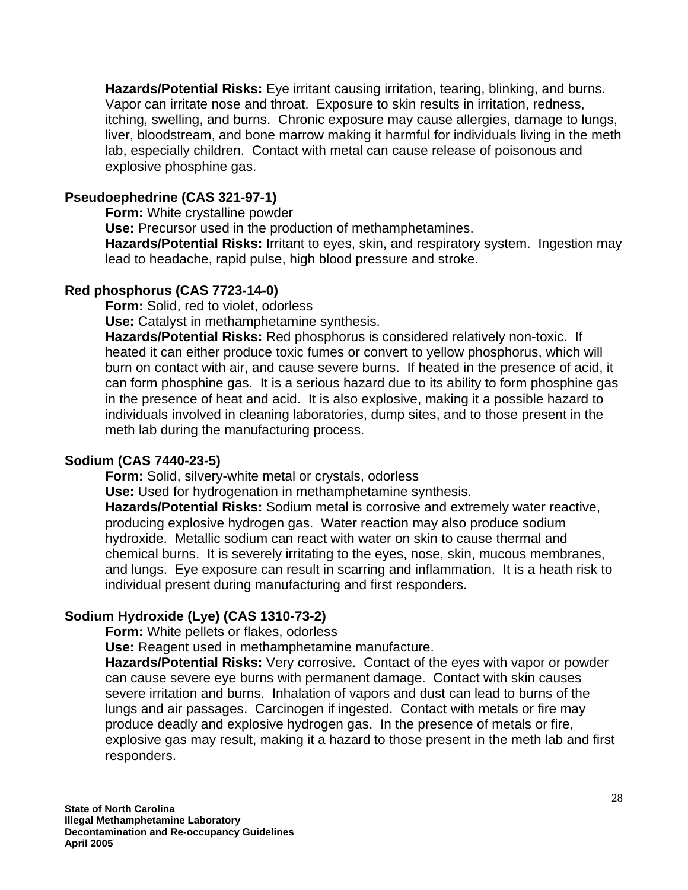**Hazards/Potential Risks:** Eye irritant causing irritation, tearing, blinking, and burns. Vapor can irritate nose and throat. Exposure to skin results in irritation, redness, itching, swelling, and burns. Chronic exposure may cause allergies, damage to lungs, liver, bloodstream, and bone marrow making it harmful for individuals living in the meth lab, especially children. Contact with metal can cause release of poisonous and explosive phosphine gas.

**Pseudoephedrine (CAS 321-97-1)**

**Form:** White crystalline powder
**Use:** Precursor used in the production of methamphetamines.
**Hazards/Potential Risks:** Irritant to eyes, skin, and respiratory system. Ingestion may lead to headache, rapid pulse, high blood pressure and stroke.

**Red phosphorus (CAS 7723-14-0)**

**Form:** Solid, red to violet, odorless
**Use:** Catalyst in methamphetamine synthesis.
**Hazards/Potential Risks:** Red phosphorus is considered relatively non-toxic. If heated it can either produce toxic fumes or convert to yellow phosphorus, which will burn on contact with air, and cause severe burns. If heated in the presence of acid, it can form phosphine gas. It is a serious hazard due to its ability to form phosphine gas in the presence of heat and acid. It is also explosive, making it a possible hazard to individuals involved in cleaning laboratories, dump sites, and to those present in the meth lab during the manufacturing process.

**Sodium (CAS 7440-23-5)**

**Form:** Solid, silvery-white metal or crystals, odorless
**Use:** Used for hydrogenation in methamphetamine synthesis.
**Hazards/Potential Risks:** Sodium metal is corrosive and extremely water reactive, producing explosive hydrogen gas. Water reaction may also produce sodium hydroxide. Metallic sodium can react with water on skin to cause thermal and chemical burns. It is severely irritating to the eyes, nose, skin, mucous membranes, and lungs. Eye exposure can result in scarring and inflammation. It is a heath risk to individual present during manufacturing and first responders.

**Sodium Hydroxide (Lye) (CAS 1310-73-2)**

**Form:** White pellets or flakes, odorless
**Use:** Reagent used in methamphetamine manufacture.
**Hazards/Potential Risks:** Very corrosive. Contact of the eyes with vapor or powder can cause severe eye burns with permanent damage. Contact with skin causes severe irritation and burns. Inhalation of vapors and dust can lead to burns of the lungs and air passages. Carcinogen if ingested. Contact with metals or fire may produce deadly and explosive hydrogen gas. In the presence of metals or fire, explosive gas may result, making it a hazard to those present in the meth lab and first responders.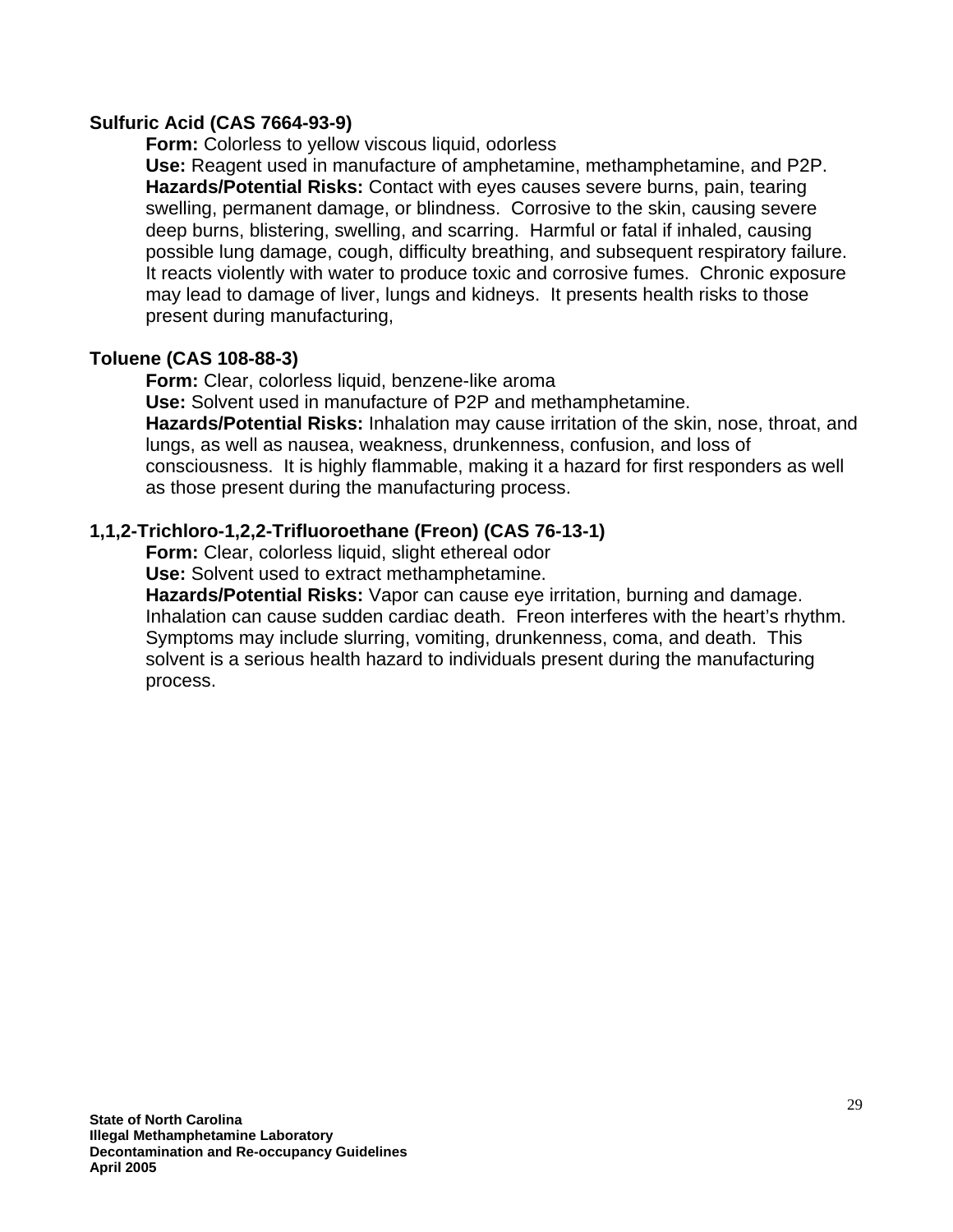**Sulfuric Acid (CAS 7664-93-9)**

**Form:** Colorless to yellow viscous liquid, odorless

**Use:** Reagent used in manufacture of amphetamine, methamphetamine, and P2P.

**Hazards/Potential Risks:** Contact with eyes causes severe burns, pain, tearing swelling, permanent damage, or blindness. Corrosive to the skin, causing severe deep burns, blistering, swelling, and scarring. Harmful or fatal if inhaled, causing possible lung damage, cough, difficulty breathing, and subsequent respiratory failure. It reacts violently with water to produce toxic and corrosive fumes. Chronic exposure may lead to damage of liver, lungs and kidneys. It presents health risks to those present during manufacturing,

**Toluene (CAS 108-88-3)**

**Form:** Clear, colorless liquid, benzene-like aroma

**Use:** Solvent used in manufacture of P2P and methamphetamine.

**Hazards/Potential Risks:** Inhalation may cause irritation of the skin, nose, throat, and lungs, as well as nausea, weakness, drunkenness, confusion, and loss of consciousness. It is highly flammable, making it a hazard for first responders as well as those present during the manufacturing process.

**1,1,2-Trichloro-1,2,2-Trifluoroethane (Freon) (CAS 76-13-1)**

**Form:** Clear, colorless liquid, slight ethereal odor

**Use:** Solvent used to extract methamphetamine.

**Hazards/Potential Risks:** Vapor can cause eye irritation, burning and damage. Inhalation can cause sudden cardiac death. Freon interferes with the heart's rhythm. Symptoms may include slurring, vomiting, drunkenness, coma, and death. This solvent is a serious health hazard to individuals present during the manufacturing process.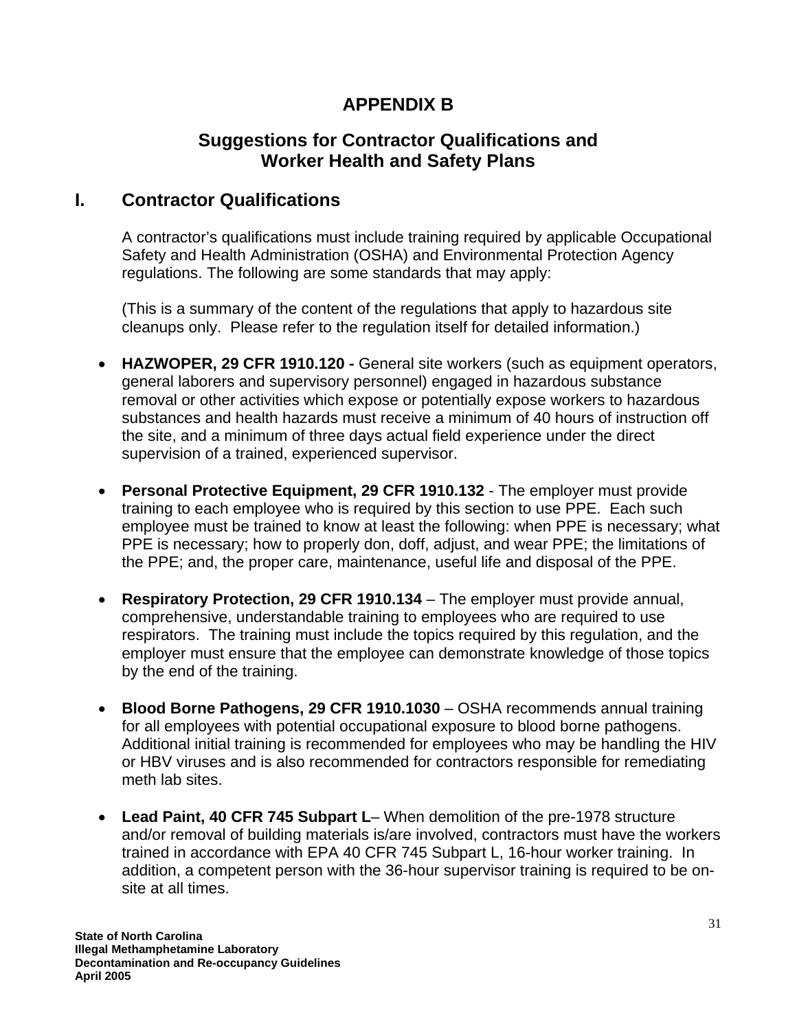# APPENDIX B

## Suggestions for Contractor Qualifications and Worker Health and Safety Plans

## I. Contractor Qualifications

A contractor's qualifications must include training required by applicable Occupational Safety and Health Administration (OSHA) and Environmental Protection Agency regulations. The following are some standards that may apply:

(This is a summary of the content of the regulations that apply to hazardous site cleanups only. Please refer to the regulation itself for detailed information.)

- **HAZWOPER, 29 CFR 1910.120 -** General site workers (such as equipment operators, general laborers and supervisory personnel) engaged in hazardous substance removal or other activities which expose or potentially expose workers to hazardous substances and health hazards must receive a minimum of 40 hours of instruction off the site, and a minimum of three days actual field experience under the direct supervision of a trained, experienced supervisor.

- **Personal Protective Equipment, 29 CFR 1910.132** - The employer must provide training to each employee who is required by this section to use PPE. Each such employee must be trained to know at least the following: when PPE is necessary; what PPE is necessary; how to properly don, doff, adjust, and wear PPE; the limitations of the PPE; and, the proper care, maintenance, useful life and disposal of the PPE.

- **Respiratory Protection, 29 CFR 1910.134** – The employer must provide annual, comprehensive, understandable training to employees who are required to use respirators. The training must include the topics required by this regulation, and the employer must ensure that the employee can demonstrate knowledge of those topics by the end of the training.

- **Blood Borne Pathogens, 29 CFR 1910.1030** – OSHA recommends annual training for all employees with potential occupational exposure to blood borne pathogens. Additional initial training is recommended for employees who may be handling the HIV or HBV viruses and is also recommended for contractors responsible for remediating meth lab sites.

- **Lead Paint, 40 CFR 745 Subpart L**– When demolition of the pre-1978 structure and/or removal of building materials is/are involved, contractors must have the workers trained in accordance with EPA 40 CFR 745 Subpart L, 16-hour worker training. In addition, a competent person with the 36-hour supervisor training is required to be on-site at all times.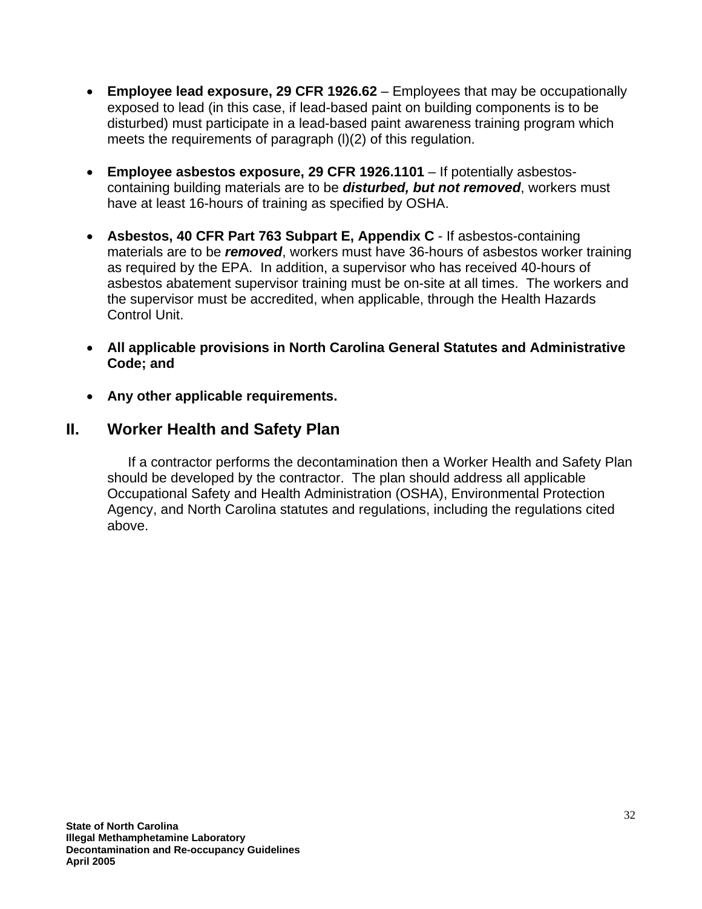- **Employee lead exposure, 29 CFR 1926.62** – Employees that may be occupationally exposed to lead (in this case, if lead-based paint on building components is to be disturbed) must participate in a lead-based paint awareness training program which meets the requirements of paragraph (l)(2) of this regulation.

- **Employee asbestos exposure, 29 CFR 1926.1101** – If potentially asbestos-containing building materials are to be ***disturbed, but not removed***, workers must have at least 16-hours of training as specified by OSHA.

- **Asbestos, 40 CFR Part 763 Subpart E, Appendix C** - If asbestos-containing materials are to be ***removed***, workers must have 36-hours of asbestos worker training as required by the EPA. In addition, a supervisor who has received 40-hours of asbestos abatement supervisor training must be on-site at all times. The workers and the supervisor must be accredited, when applicable, through the Health Hazards Control Unit.

- **All applicable provisions in North Carolina General Statutes and Administrative Code; and**

- **Any other applicable requirements.**

## II. Worker Health and Safety Plan

If a contractor performs the decontamination then a Worker Health and Safety Plan should be developed by the contractor. The plan should address all applicable Occupational Safety and Health Administration (OSHA), Environmental Protection Agency, and North Carolina statutes and regulations, including the regulations cited above.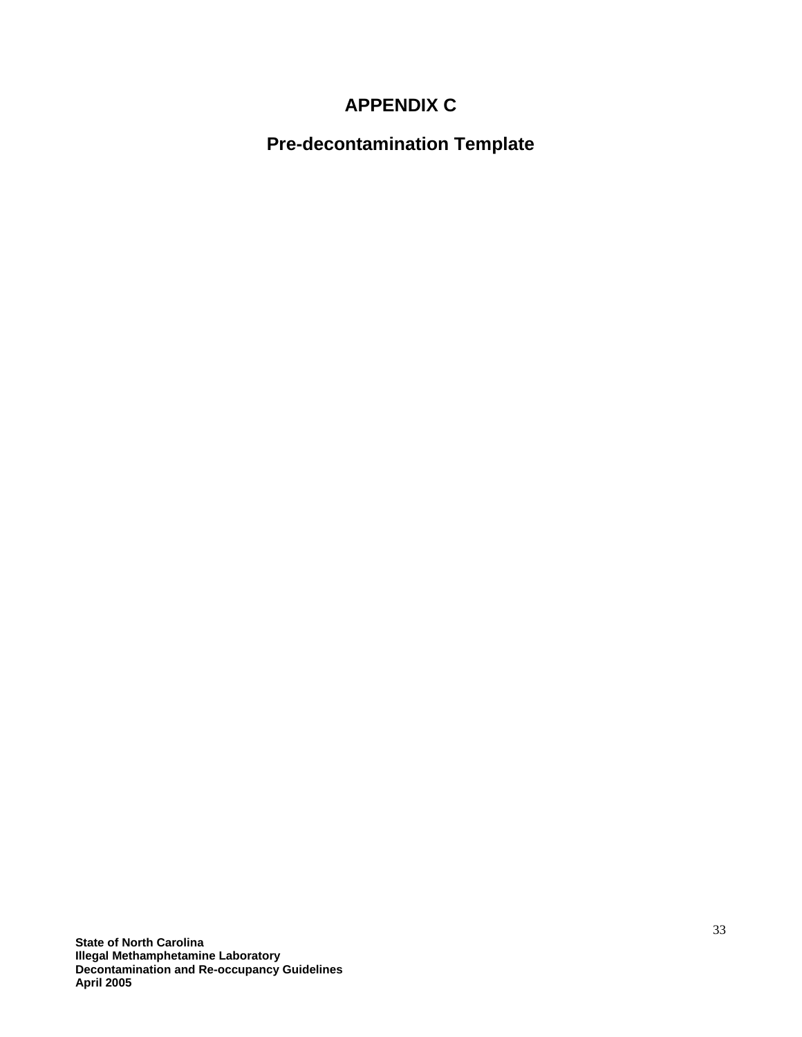# APPENDIX C

## Pre-decontamination Template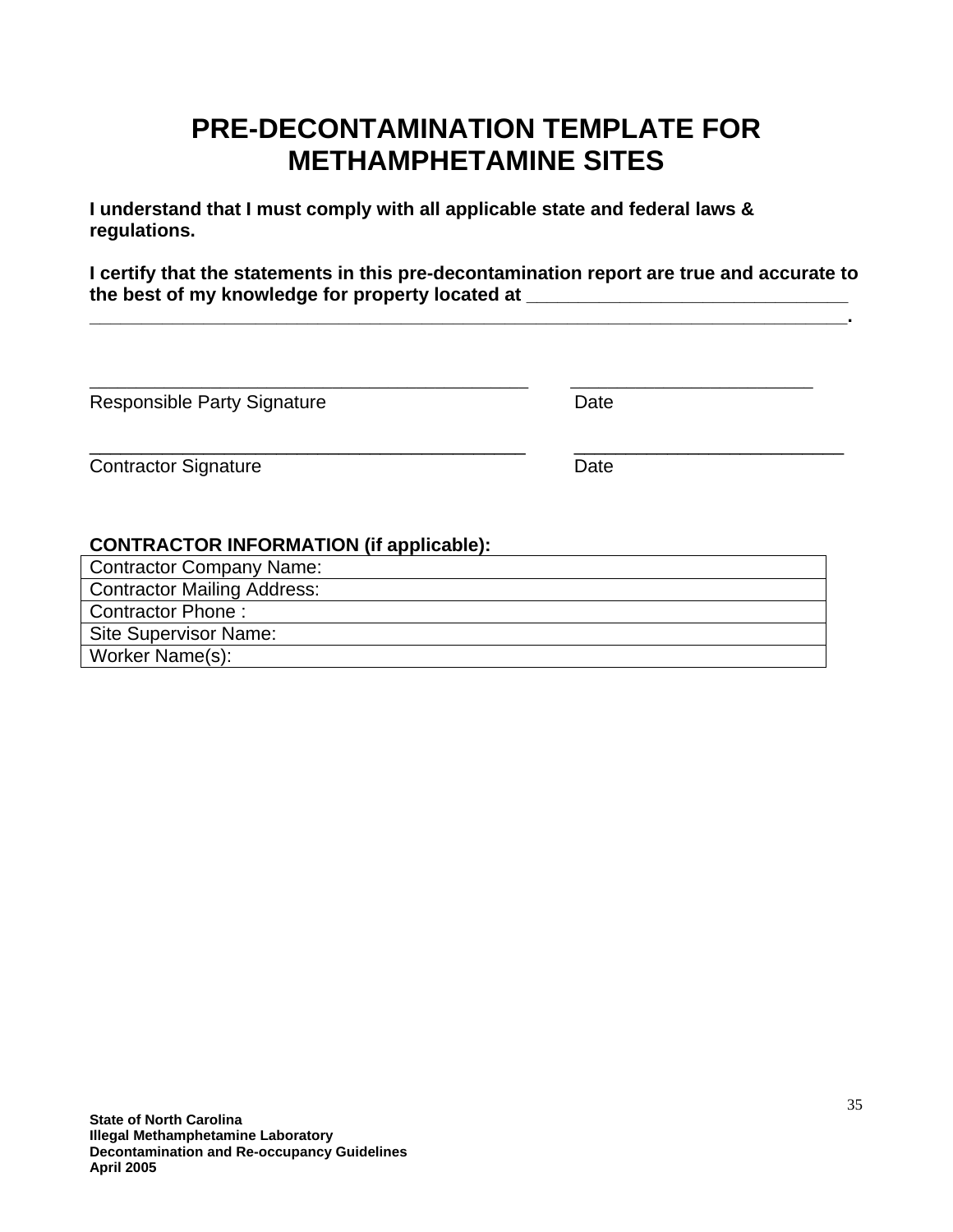# PRE-DECONTAMINATION TEMPLATE FOR METHAMPHETAMINE SITES

**I understand that I must comply with all applicable state and federal laws & regulations.**

**I certify that the statements in this pre-decontamination report are true and accurate to the best of my knowledge for property located at \_\_\_\_\_\_\_\_\_\_\_\_\_\_\_\_\_\_\_\_\_\_\_\_\_\_\_\_\_\_\_\_ \_\_\_\_\_\_\_\_\_\_\_\_\_\_\_\_\_\_\_\_\_\_\_\_\_\_\_\_\_\_\_\_\_\_\_\_\_\_\_\_\_\_\_\_\_\_\_\_\_\_\_\_\_\_\_\_\_\_\_\_\_\_\_\_\_\_\_\_\_\_\_\_\_\_\_\_\_\_.**

\_\_\_\_\_\_\_\_\_\_\_\_\_\_\_\_\_\_\_\_\_\_\_\_\_\_\_\_\_\_\_\_\_\_\_\_\_\_\_\_\_\_\_\_ \_\_\_\_\_\_\_\_\_\_\_\_\_\_\_\_\_\_\_\_\_\_\_\_\_\_\_\_
Responsible Party Signature Date

\_\_\_\_\_\_\_\_\_\_\_\_\_\_\_\_\_\_\_\_\_\_\_\_\_\_\_\_\_\_\_\_\_\_\_\_\_\_\_\_\_\_\_\_ \_\_\_\_\_\_\_\_\_\_\_\_\_\_\_\_\_\_\_\_\_\_\_\_\_\_\_\_
Contractor Signature Date

**CONTRACTOR INFORMATION (if applicable):**

| Contractor Company Name: |
|---|
| Contractor Mailing Address: |
| Contractor Phone : |
| Site Supervisor Name: |
| Worker Name(s): |

**State of North Carolina**
**Illegal Methamphetamine Laboratory**
**Decontamination and Re-occupancy Guidelines**
**April 2005**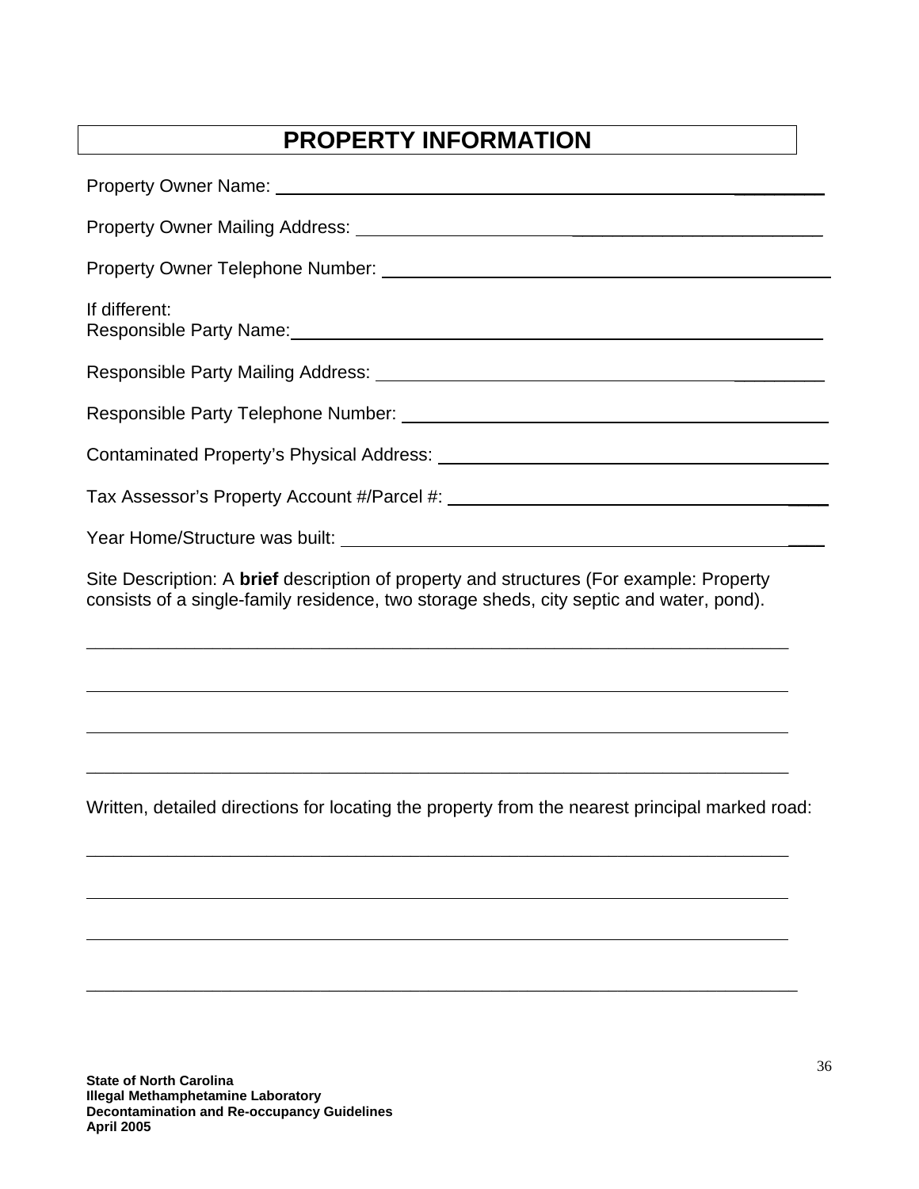# PROPERTY INFORMATION

Property Owner Name: ______________________________________________________

Property Owner Mailing Address: _____________________________________________

Property Owner Telephone Number: ____________________________________________

If different:
Responsible Party Name: ____________________________________________________

Responsible Party Mailing Address: ____________________________________________

Responsible Party Telephone Number: __________________________________________

Contaminated Property's Physical Address: ______________________________________

Tax Assessor's Property Account #/Parcel #: _____________________________________

Year Home/Structure was built: _______________________________________________

Site Description: A **brief** description of property and structures (For example: Property consists of a single-family residence, two storage sheds, city septic and water, pond).

______________________________________________________________________________

______________________________________________________________________________

______________________________________________________________________________

______________________________________________________________________________

Written, detailed directions for locating the property from the nearest principal marked road:

______________________________________________________________________________

______________________________________________________________________________

______________________________________________________________________________

______________________________________________________________________________

**State of North Carolina**
**Illegal Methamphetamine Laboratory**
**Decontamination and Re-occupancy Guidelines**
**April 2005**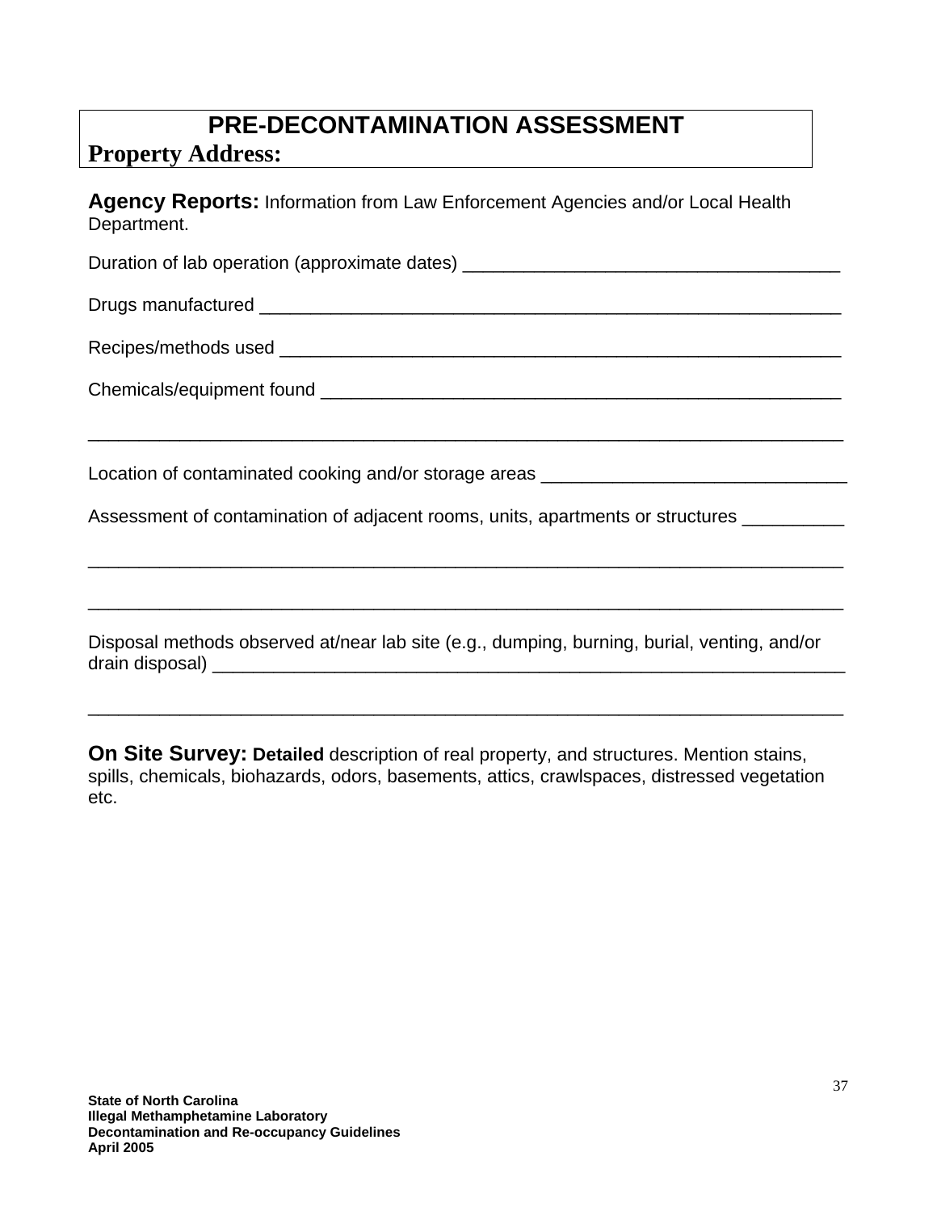# PRE-DECONTAMINATION ASSESSMENT

**Property Address:**

**Agency Reports:** Information from Law Enforcement Agencies and/or Local Health Department.

Duration of lab operation (approximate dates) ____________________________________

Drugs manufactured ________________________________________________________

Recipes/methods used ______________________________________________________

Chemicals/equipment found _________________________________________________

___________________________________________________________________________

Location of contaminated cooking and/or storage areas ____________________________

Assessment of contamination of adjacent rooms, units, apartments or structures __________

___________________________________________________________________________

___________________________________________________________________________

Disposal methods observed at/near lab site (e.g., dumping, burning, burial, venting, and/or drain disposal) ________________________________________________________________

___________________________________________________________________________

**On Site Survey:** **Detailed** description of real property, and structures. Mention stains, spills, chemicals, biohazards, odors, basements, attics, crawlspaces, distressed vegetation etc.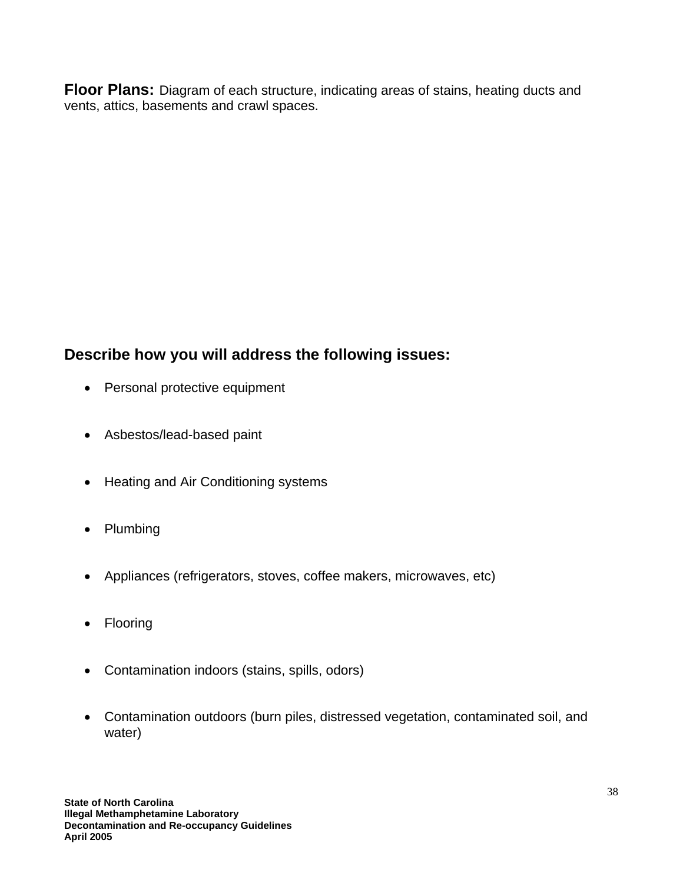**Floor Plans:** Diagram of each structure, indicating areas of stains, heating ducts and vents, attics, basements and crawl spaces.

## Describe how you will address the following issues:

- Personal protective equipment
- Asbestos/lead-based paint
- Heating and Air Conditioning systems
- Plumbing
- Appliances (refrigerators, stoves, coffee makers, microwaves, etc)
- Flooring
- Contamination indoors (stains, spills, odors)
- Contamination outdoors (burn piles, distressed vegetation, contaminated soil, and water)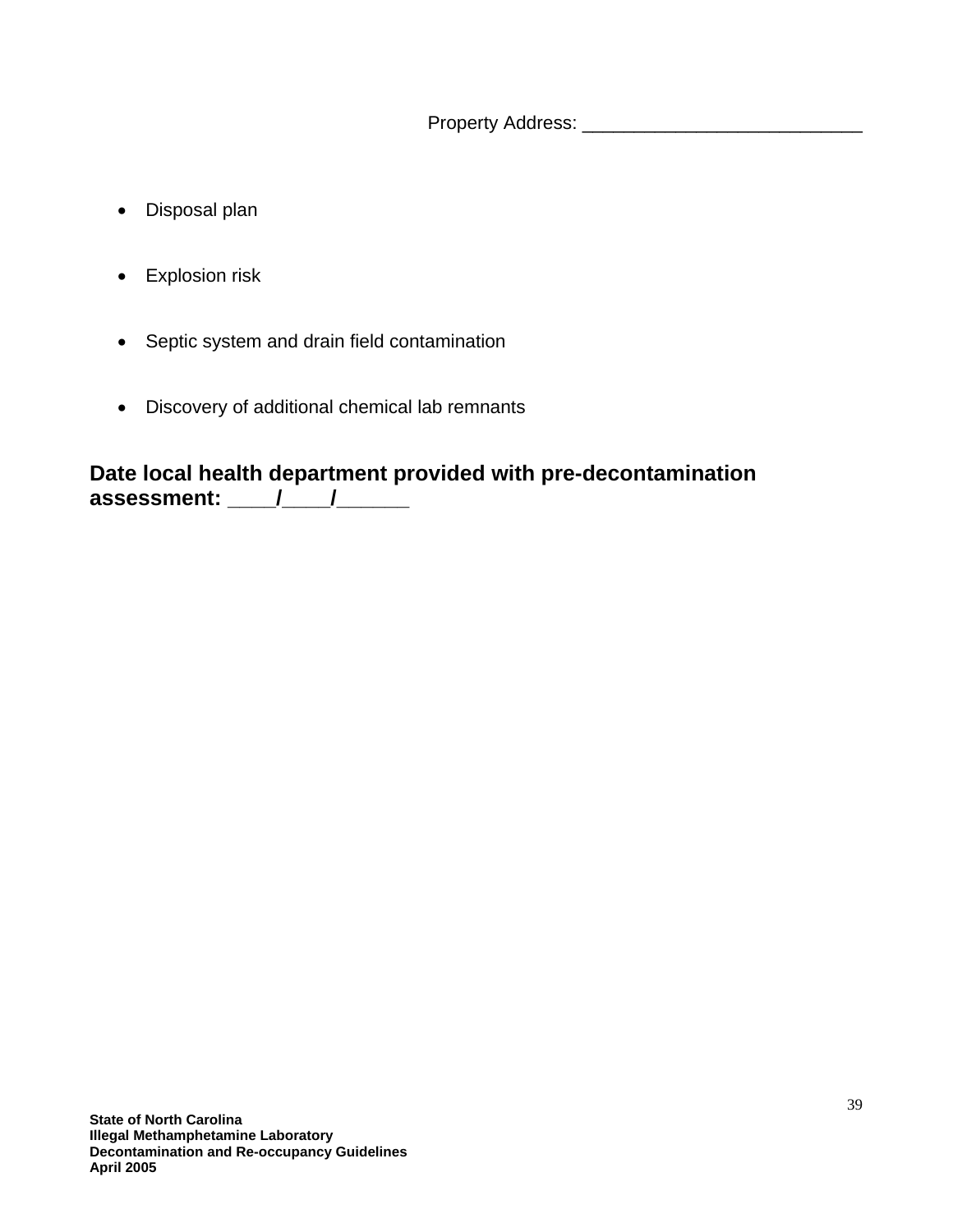Property Address: ___________________________

- Disposal plan

- Explosion risk

- Septic system and drain field contamination

- Discovery of additional chemical lab remnants

**Date local health department provided with pre-decontamination assessment: ____/____/______**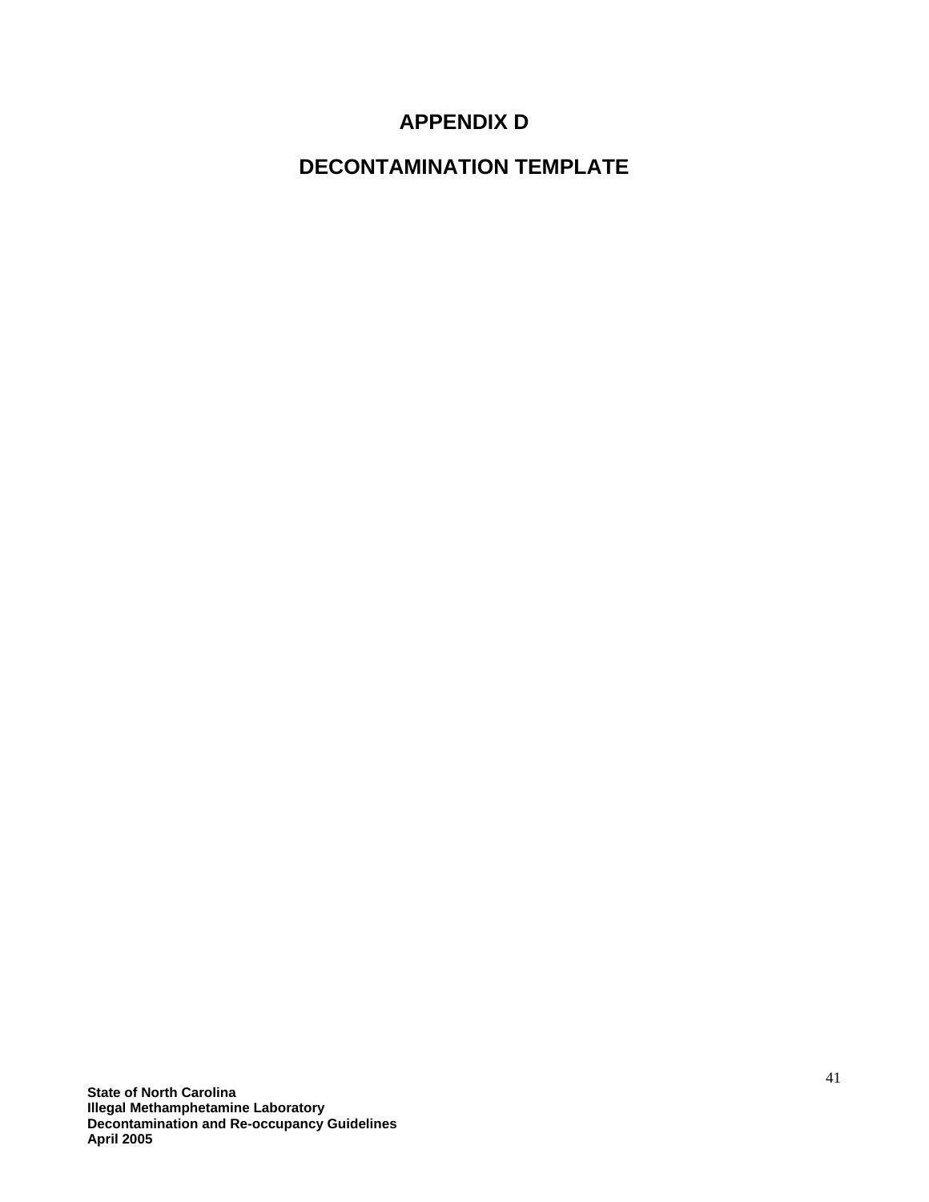# APPENDIX D

# DECONTAMINATION TEMPLATE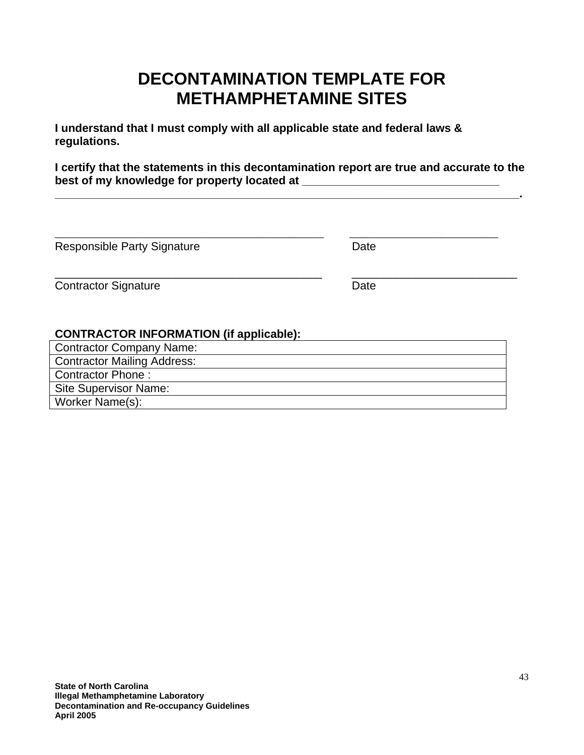# DECONTAMINATION TEMPLATE FOR METHAMPHETAMINE SITES

**I understand that I must comply with all applicable state and federal laws & regulations.**

**I certify that the statements in this decontamination report are true and accurate to the best of my knowledge for property located at _______________________________ ______________________________________________________________________________.**

_____________________________________________ ________________________

Responsible Party Signature Date

_____________________________________________ ___________________________

Contractor Signature Date

**CONTRACTOR INFORMATION (if applicable):**

| Contractor Company Name: |
|---|
| Contractor Mailing Address: |
| Contractor Phone : |
| Site Supervisor Name: |
| Worker Name(s): |

**State of North Carolina**
**Illegal Methamphetamine Laboratory**
**Decontamination and Re-occupancy Guidelines**
**April 2005**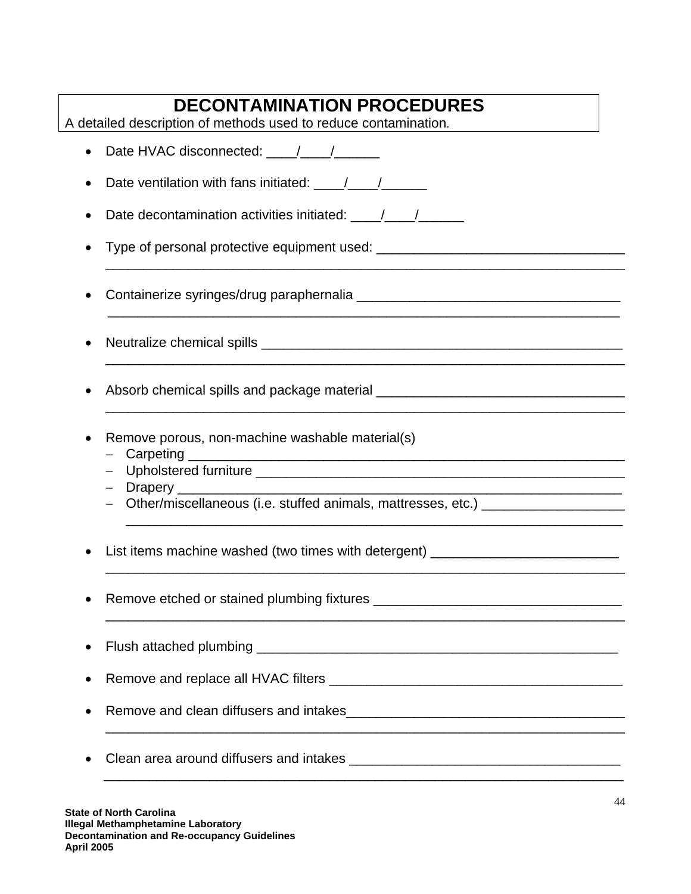# DECONTAMINATION PROCEDURES

A detailed description of methods used to reduce contamination.

- Date HVAC disconnected: ____/____/______
- Date ventilation with fans initiated: ____/____/______
- Date decontamination activities initiated: ____/____/______
- Type of personal protective equipment used: ________________________________ ______________________________________________________________________
- Containerize syringes/drug paraphernalia ___________________________________ ______________________________________________________________________
- Neutralize chemical spills _________________________________________________ ______________________________________________________________________
- Absorb chemical spills and package material _________________________________ ______________________________________________________________________
- Remove porous, non-machine washable material(s)
  - Carpeting ____________________________________________________________
  - Upholstered furniture __________________________________________________
  - Drapery _____________________________________________________________
  - Other/miscellaneous (i.e. stuffed animals, mattresses, etc.) ___________________ __________________________________________________________________
- List items machine washed (two times with detergent) _________________________ ______________________________________________________________________
- Remove etched or stained plumbing fixtures _________________________________ ______________________________________________________________________
- Flush attached plumbing _________________________________________________
- Remove and replace all HVAC filters _______________________________________
- Remove and clean diffusers and intakes_____________________________________ ______________________________________________________________________
- Clean area around diffusers and intakes ____________________________________ ______________________________________________________________________

**State of North Carolina**
**Illegal Methamphetamine Laboratory**
**Decontamination and Re-occupancy Guidelines**
**April 2005**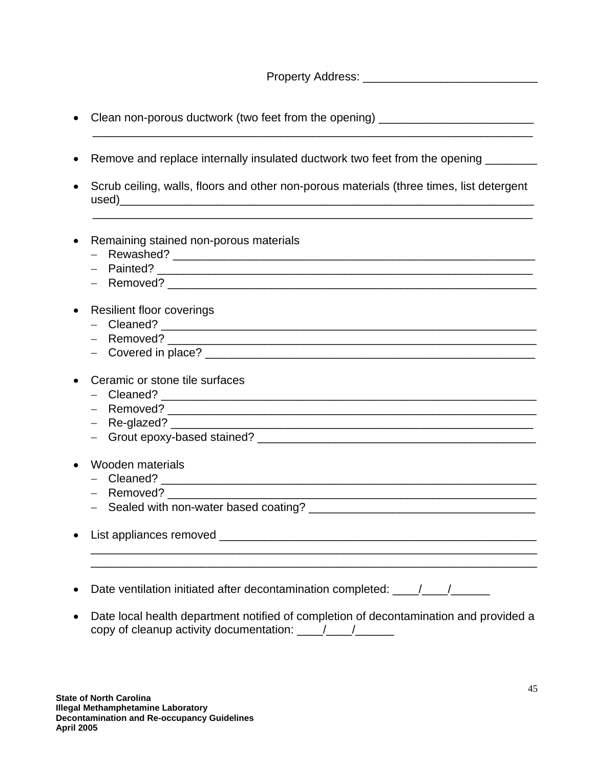Property Address: ___________________________

- Clean non-porous ductwork (two feet from the opening) ________________________
  ____________________________________________________________________

- Remove and replace internally insulated ductwork two feet from the opening ________

- Scrub ceiling, walls, floors and other non-porous materials (three times, list detergent used)________________________________________________________________
  ____________________________________________________________________

- Remaining stained non-porous materials
  - Rewashed? ________________________________________________________
  - Painted? __________________________________________________________
  - Removed? _________________________________________________________

- Resilient floor coverings
  - Cleaned? __________________________________________________________
  - Removed? _________________________________________________________
  - Covered in place? ___________________________________________________

- Ceramic or stone tile surfaces
  - Cleaned? __________________________________________________________
  - Removed? _________________________________________________________
  - Re-glazed? ________________________________________________________
  - Grout epoxy-based stained? __________________________________________

- Wooden materials
  - Cleaned? __________________________________________________________
  - Removed? _________________________________________________________
  - Sealed with non-water based coating? __________________________________

- List appliances removed _______________________________________________
  ____________________________________________________________________
  ____________________________________________________________________

- Date ventilation initiated after decontamination completed: ____/____/______

- Date local health department notified of completion of decontamination and provided a copy of cleanup activity documentation: ____/____/______

**State of North Carolina**
**Illegal Methamphetamine Laboratory**
**Decontamination and Re-occupancy Guidelines**
**April 2005**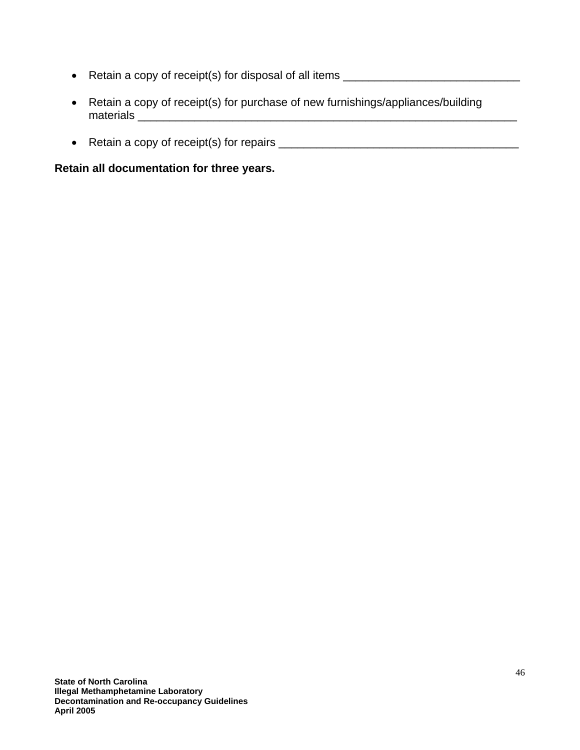- Retain a copy of receipt(s) for disposal of all items ____________________________

- Retain a copy of receipt(s) for purchase of new furnishings/appliances/building materials ____________________________________________________________

- Retain a copy of receipt(s) for repairs _______________________________________

**Retain all documentation for three years.**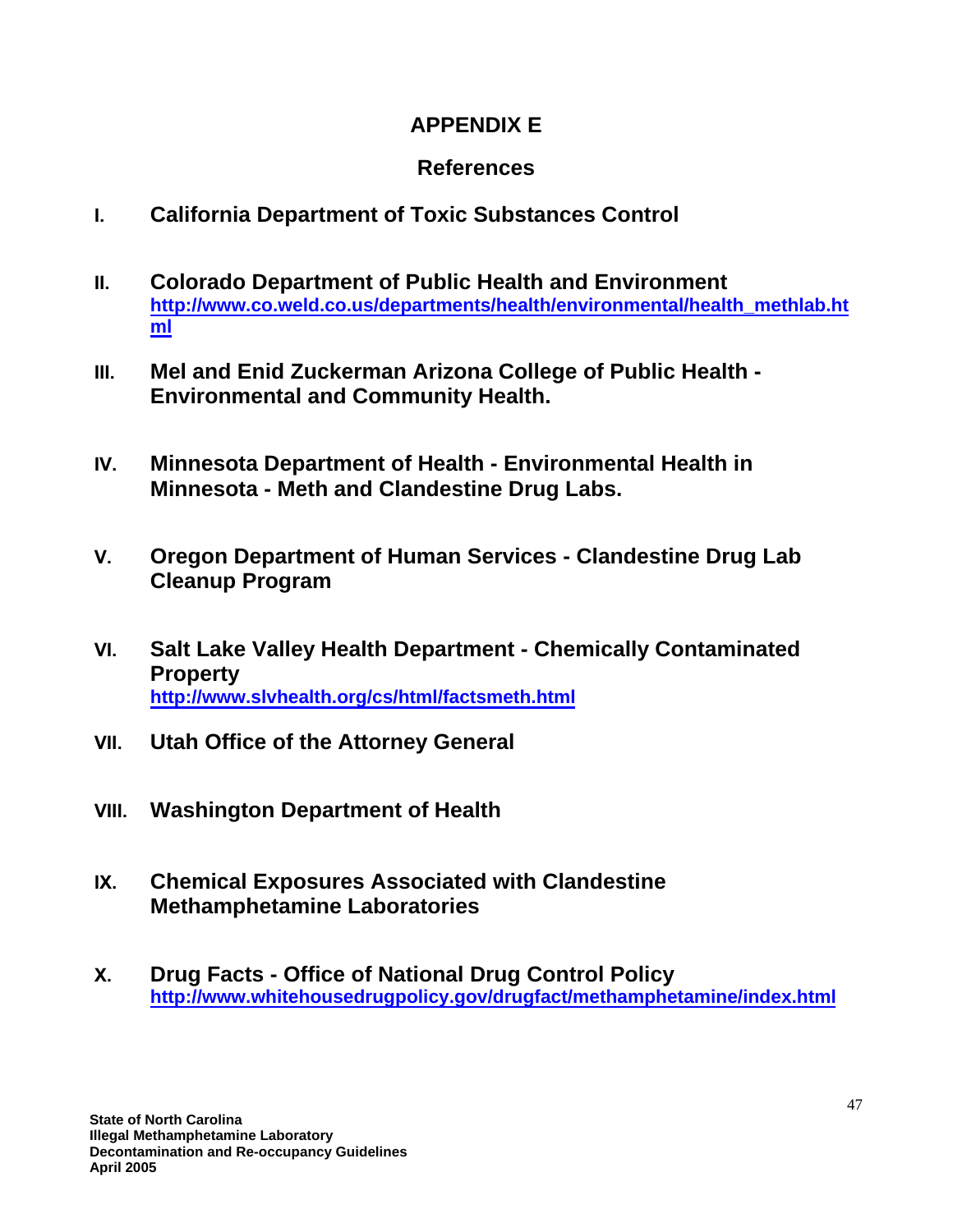# APPENDIX E

## References

I. **California Department of Toxic Substances Control**

II. **Colorado Department of Public Health and Environment**
http://www.co.weld.co.us/departments/health/environmental/health_methlab.html

III. **Mel and Enid Zuckerman Arizona College of Public Health - Environmental and Community Health.**

IV. **Minnesota Department of Health - Environmental Health in Minnesota - Meth and Clandestine Drug Labs.**

V. **Oregon Department of Human Services - Clandestine Drug Lab Cleanup Program**

VI. **Salt Lake Valley Health Department - Chemically Contaminated Property**
http://www.slvhealth.org/cs/html/factsmeth.html

VII. **Utah Office of the Attorney General**

VIII. **Washington Department of Health**

IX. **Chemical Exposures Associated with Clandestine Methamphetamine Laboratories**

X. **Drug Facts - Office of National Drug Control Policy**
http://www.whitehousedrugpolicy.gov/drugfact/methamphetamine/index.html